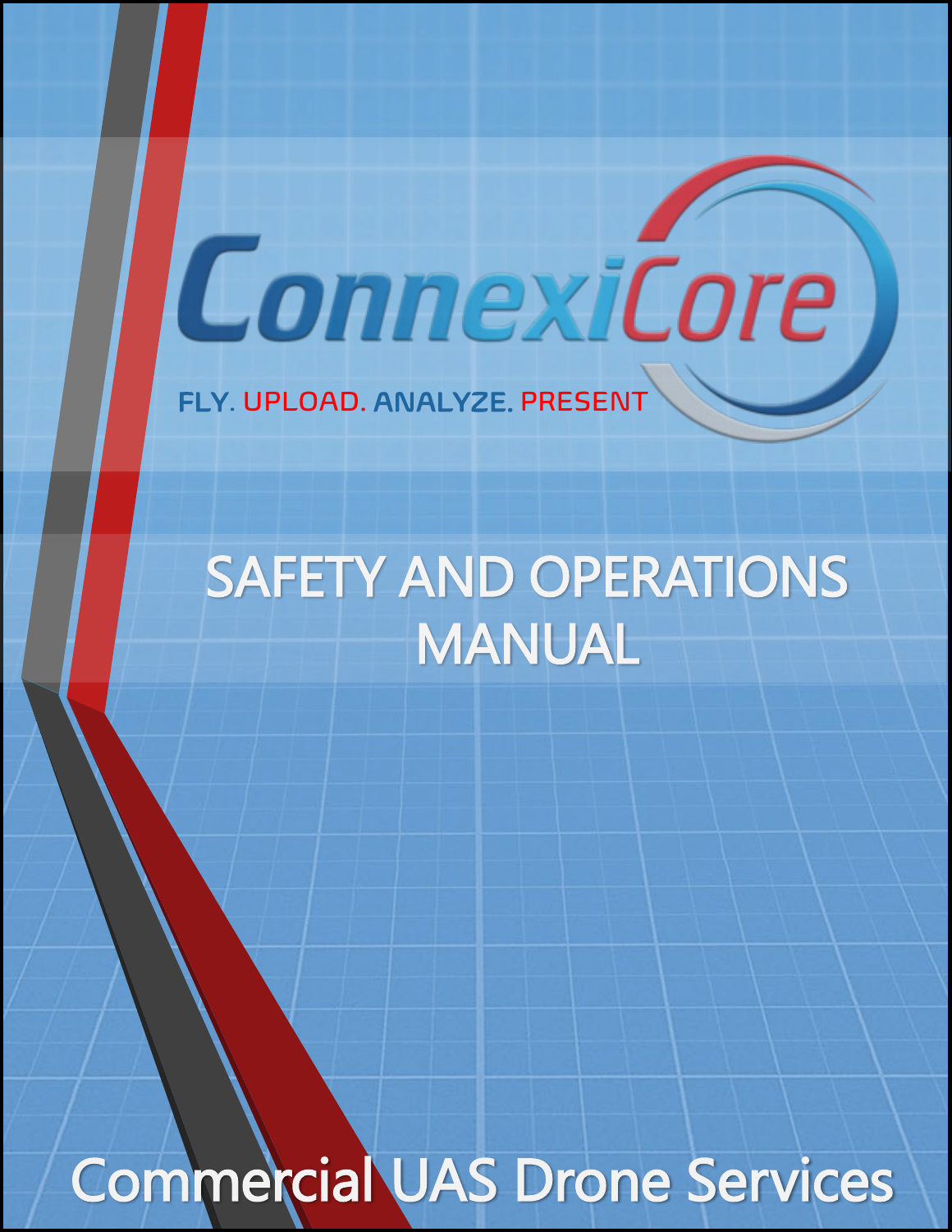ConnexiCore

FLY. UPLOAD. ANALYZE. PRESENT

# SAFETY AND OPERATIONS MANUAL

## Commercial UAS Drone Services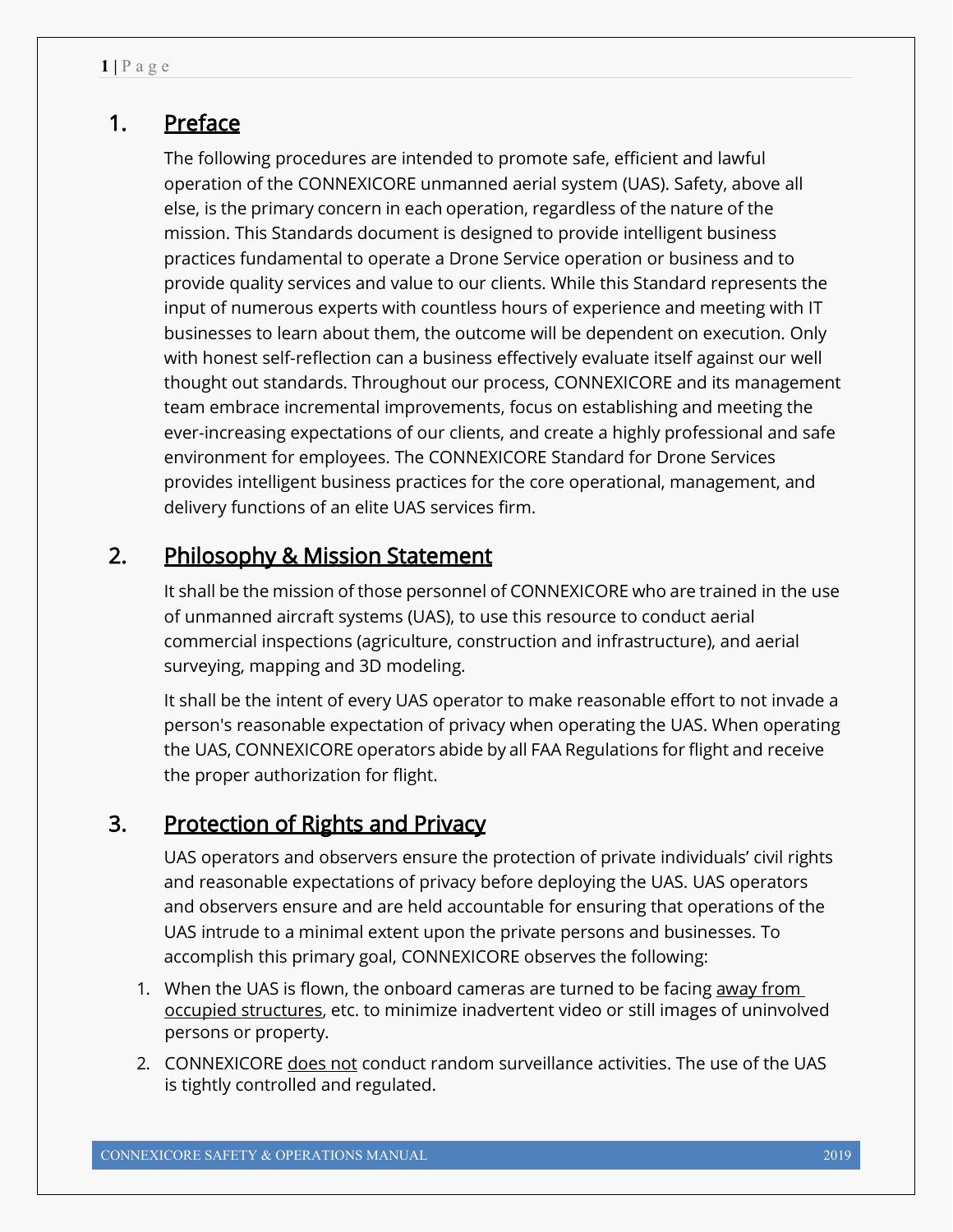## 1. Preface

The following procedures are intended to promote safe, efficient and lawful operation of the CONNEXICORE unmanned aerial system (UAS). Safety, above all else, is the primary concern in each operation, regardless of the nature of the mission. This Standards document is designed to provide intelligent business practices fundamental to operate a Drone Service operation or business and to provide quality services and value to our clients. While this Standard represents the input of numerous experts with countless hours of experience and meeting with IT businesses to learn about them, the outcome will be dependent on execution. Only with honest self-reflection can a business effectively evaluate itself against our well thought out standards. Throughout our process, CONNEXICORE and its management team embrace incremental improvements, focus on establishing and meeting the ever-increasing expectations of our clients, and create a highly professional and safe environment for employees. The CONNEXICORE Standard for Drone Services provides intelligent business practices for the core operational, management, and delivery functions of an elite UAS services firm.

## 2. Philosophy & Mission Statement

It shall be the mission of those personnel of CONNEXICORE who are trained in the use of unmanned aircraft systems (UAS), to use this resource to conduct aerial commercial inspections (agriculture, construction and infrastructure), and aerial surveying, mapping and 3D modeling.

It shall be the intent of every UAS operator to make reasonable effort to not invade a person's reasonable expectation of privacy when operating the UAS. When operating the UAS, CONNEXICORE operators abide by all FAA Regulations for flight and receive the proper authorization for flight.

## 3. Protection of Rights and Privacy

UAS operators and observers ensure the protection of private individuals' civil rights and reasonable expectations of privacy before deploying the UAS. UAS operators and observers ensure and are held accountable for ensuring that operations of the UAS intrude to a minimal extent upon the private persons and businesses. To accomplish this primary goal, CONNEXICORE observes the following:

1. When the UAS is flown, the onboard cameras are turned to be facing away from occupied structures, etc. to minimize inadvertent video or still images of uninvolved persons or property.
2. CONNEXICORE does not conduct random surveillance activities. The use of the UAS is tightly controlled and regulated.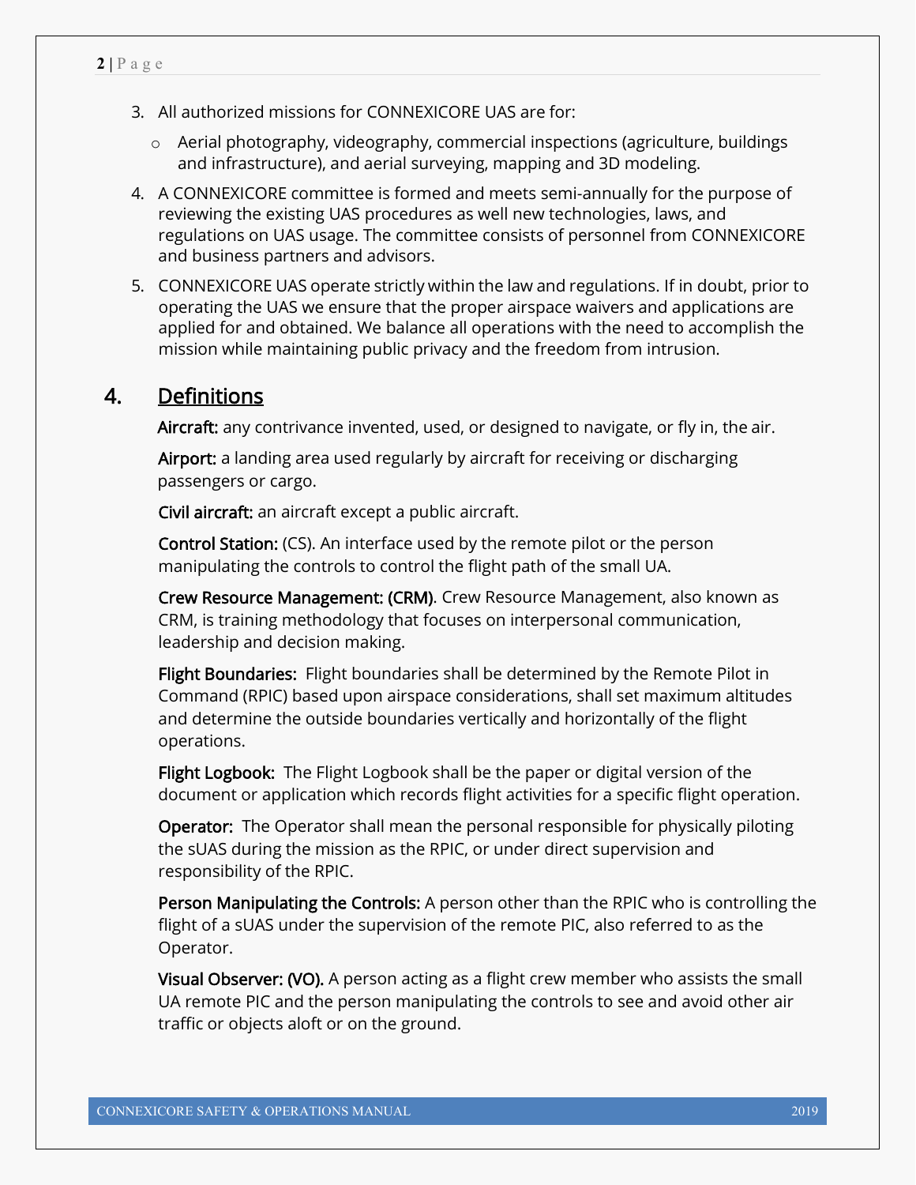3. All authorized missions for CONNEXICORE UAS are for:
   - Aerial photography, videography, commercial inspections (agriculture, buildings and infrastructure), and aerial surveying, mapping and 3D modeling.
4. A CONNEXICORE committee is formed and meets semi-annually for the purpose of reviewing the existing UAS procedures as well new technologies, laws, and regulations on UAS usage. The committee consists of personnel from CONNEXICORE and business partners and advisors.
5. CONNEXICORE UAS operate strictly within the law and regulations. If in doubt, prior to operating the UAS we ensure that the proper airspace waivers and applications are applied for and obtained. We balance all operations with the need to accomplish the mission while maintaining public privacy and the freedom from intrusion.

## 4. Definitions

**Aircraft:** any contrivance invented, used, or designed to navigate, or fly in, the air.

**Airport:** a landing area used regularly by aircraft for receiving or discharging passengers or cargo.

**Civil aircraft:** an aircraft except a public aircraft.

**Control Station:** (CS). An interface used by the remote pilot or the person manipulating the controls to control the flight path of the small UA.

**Crew Resource Management: (CRM)**. Crew Resource Management, also known as CRM, is training methodology that focuses on interpersonal communication, leadership and decision making.

**Flight Boundaries:** Flight boundaries shall be determined by the Remote Pilot in Command (RPIC) based upon airspace considerations, shall set maximum altitudes and determine the outside boundaries vertically and horizontally of the flight operations.

**Flight Logbook:** The Flight Logbook shall be the paper or digital version of the document or application which records flight activities for a specific flight operation.

**Operator:** The Operator shall mean the personal responsible for physically piloting the sUAS during the mission as the RPIC, or under direct supervision and responsibility of the RPIC.

**Person Manipulating the Controls:** A person other than the RPIC who is controlling the flight of a sUAS under the supervision of the remote PIC, also referred to as the Operator.

**Visual Observer: (VO).** A person acting as a flight crew member who assists the small UA remote PIC and the person manipulating the controls to see and avoid other air traffic or objects aloft or on the ground.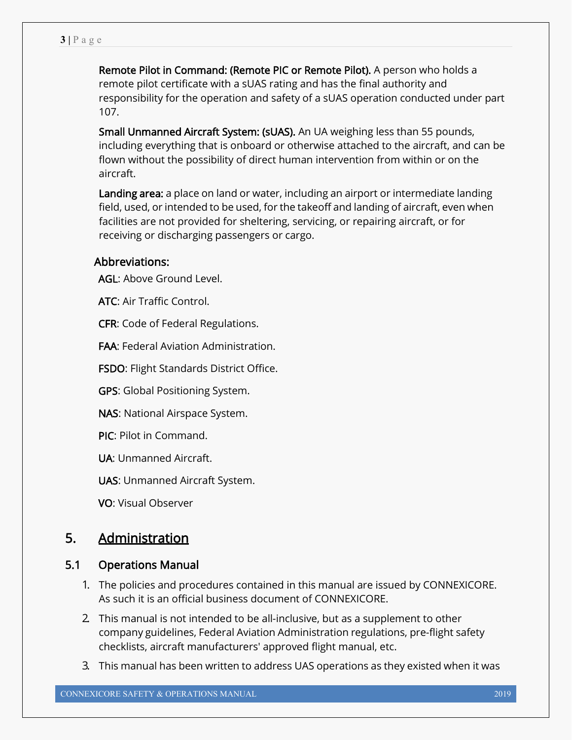**Remote Pilot in Command: (Remote PIC or Remote Pilot).** A person who holds a remote pilot certificate with a sUAS rating and has the final authority and responsibility for the operation and safety of a sUAS operation conducted under part 107.

**Small Unmanned Aircraft System: (sUAS).** An UA weighing less than 55 pounds, including everything that is onboard or otherwise attached to the aircraft, and can be flown without the possibility of direct human intervention from within or on the aircraft.

**Landing area:** a place on land or water, including an airport or intermediate landing field, used, or intended to be used, for the takeoff and landing of aircraft, even when facilities are not provided for sheltering, servicing, or repairing aircraft, or for receiving or discharging passengers or cargo.

### Abbreviations:

**AGL**: Above Ground Level.

**ATC**: Air Traffic Control.

**CFR**: Code of Federal Regulations.

**FAA**: Federal Aviation Administration.

**FSDO**: Flight Standards District Office.

**GPS**: Global Positioning System.

**NAS**: National Airspace System.

**PIC**: Pilot in Command.

**UA**: Unmanned Aircraft.

**UAS**: Unmanned Aircraft System.

**VO**: Visual Observer

# 5. Administration

## 5.1 Operations Manual

1. The policies and procedures contained in this manual are issued by CONNEXICORE. As such it is an official business document of CONNEXICORE.
2. This manual is not intended to be all-inclusive, but as a supplement to other company guidelines, Federal Aviation Administration regulations, pre-flight safety checklists, aircraft manufacturers' approved flight manual, etc.
3. This manual has been written to address UAS operations as they existed when it was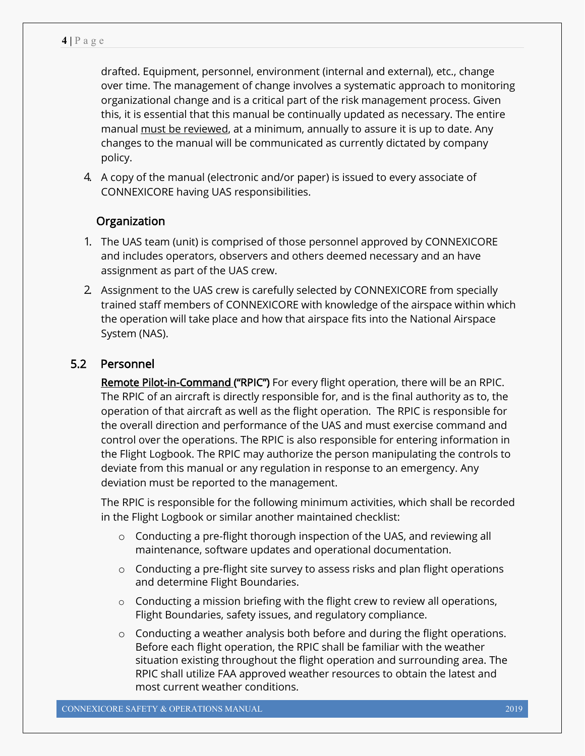drafted. Equipment, personnel, environment (internal and external), etc., change over time. The management of change involves a systematic approach to monitoring organizational change and is a critical part of the risk management process. Given this, it is essential that this manual be continually updated as necessary. The entire manual must be reviewed, at a minimum, annually to assure it is up to date. Any changes to the manual will be communicated as currently dictated by company policy.

4. A copy of the manual (electronic and/or paper) is issued to every associate of CONNEXICORE having UAS responsibilities.

### Organization

1. The UAS team (unit) is comprised of those personnel approved by CONNEXICORE and includes operators, observers and others deemed necessary and an have assignment as part of the UAS crew.
2. Assignment to the UAS crew is carefully selected by CONNEXICORE from specially trained staff members of CONNEXICORE with knowledge of the airspace within which the operation will take place and how that airspace fits into the National Airspace System (NAS).

## 5.2 Personnel

**Remote Pilot-in-Command ("RPIC")** For every flight operation, there will be an RPIC. The RPIC of an aircraft is directly responsible for, and is the final authority as to, the operation of that aircraft as well as the flight operation. The RPIC is responsible for the overall direction and performance of the UAS and must exercise command and control over the operations. The RPIC is also responsible for entering information in the Flight Logbook. The RPIC may authorize the person manipulating the controls to deviate from this manual or any regulation in response to an emergency. Any deviation must be reported to the management.

The RPIC is responsible for the following minimum activities, which shall be recorded in the Flight Logbook or similar another maintained checklist:

- Conducting a pre-flight thorough inspection of the UAS, and reviewing all maintenance, software updates and operational documentation.
- Conducting a pre-flight site survey to assess risks and plan flight operations and determine Flight Boundaries.
- Conducting a mission briefing with the flight crew to review all operations, Flight Boundaries, safety issues, and regulatory compliance.
- Conducting a weather analysis both before and during the flight operations. Before each flight operation, the RPIC shall be familiar with the weather situation existing throughout the flight operation and surrounding area. The RPIC shall utilize FAA approved weather resources to obtain the latest and most current weather conditions.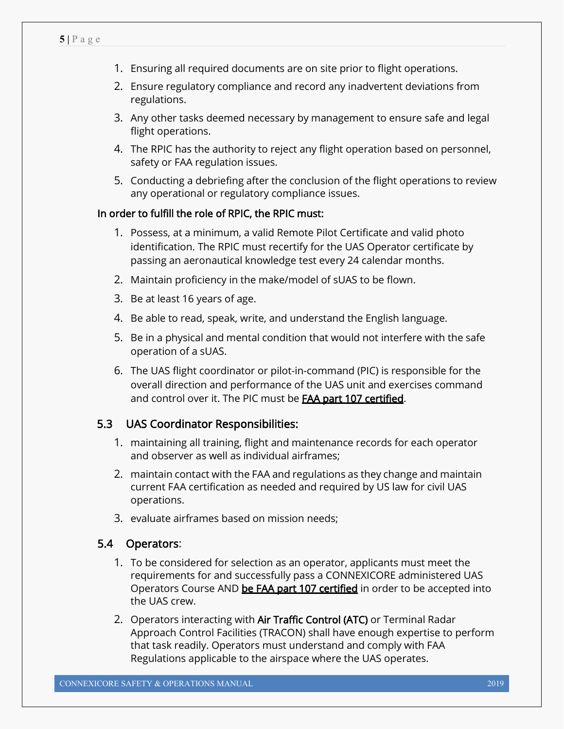1. Ensuring all required documents are on site prior to flight operations.
2. Ensure regulatory compliance and record any inadvertent deviations from regulations.
3. Any other tasks deemed necessary by management to ensure safe and legal flight operations.
4. The RPIC has the authority to reject any flight operation based on personnel, safety or FAA regulation issues.
5. Conducting a debriefing after the conclusion of the flight operations to review any operational or regulatory compliance issues.

**In order to fulfill the role of RPIC, the RPIC must:**

1. Possess, at a minimum, a valid Remote Pilot Certificate and valid photo identification. The RPIC must recertify for the UAS Operator certificate by passing an aeronautical knowledge test every 24 calendar months.
2. Maintain proficiency in the make/model of sUAS to be flown.
3. Be at least 16 years of age.
4. Be able to read, speak, write, and understand the English language.
5. Be in a physical and mental condition that would not interfere with the safe operation of a sUAS.
6. The UAS flight coordinator or pilot-in-command (PIC) is responsible for the overall direction and performance of the UAS unit and exercises command and control over it. The PIC must be **FAA part 107 certified**.

## 5.3 UAS Coordinator Responsibilities:

1. maintaining all training, flight and maintenance records for each operator and observer as well as individual airframes;
2. maintain contact with the FAA and regulations as they change and maintain current FAA certification as needed and required by US law for civil UAS operations.
3. evaluate airframes based on mission needs;

## 5.4 Operators:

1. To be considered for selection as an operator, applicants must meet the requirements for and successfully pass a CONNEXICORE administered UAS Operators Course AND **be FAA part 107 certified** in order to be accepted into the UAS crew.
2. Operators interacting with **Air Traffic Control (ATC)** or Terminal Radar Approach Control Facilities (TRACON) shall have enough expertise to perform that task readily. Operators must understand and comply with FAA Regulations applicable to the airspace where the UAS operates.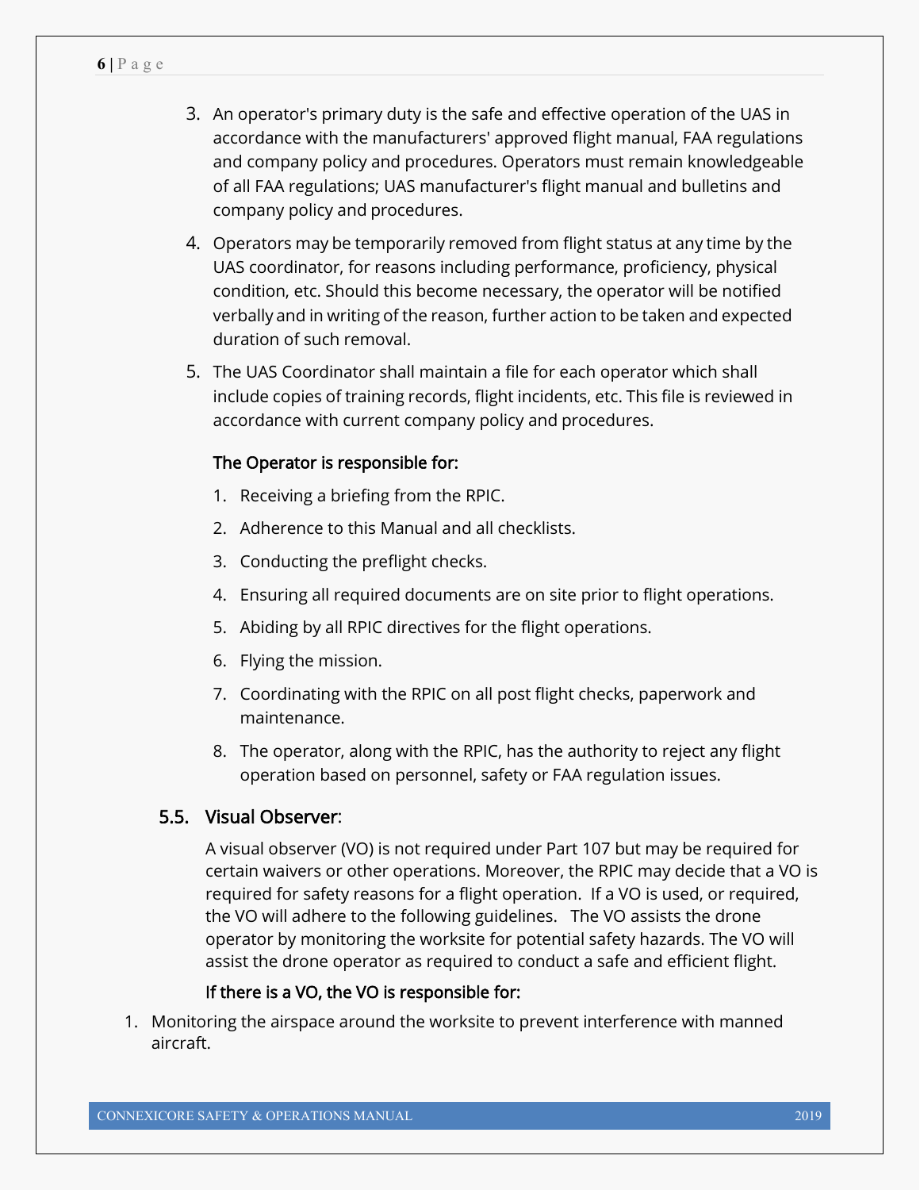3. An operator's primary duty is the safe and effective operation of the UAS in accordance with the manufacturers' approved flight manual, FAA regulations and company policy and procedures. Operators must remain knowledgeable of all FAA regulations; UAS manufacturer's flight manual and bulletins and company policy and procedures.
4. Operators may be temporarily removed from flight status at any time by the UAS coordinator, for reasons including performance, proficiency, physical condition, etc. Should this become necessary, the operator will be notified verbally and in writing of the reason, further action to be taken and expected duration of such removal.
5. The UAS Coordinator shall maintain a file for each operator which shall include copies of training records, flight incidents, etc. This file is reviewed in accordance with current company policy and procedures.

**The Operator is responsible for:**

1. Receiving a briefing from the RPIC.
2. Adherence to this Manual and all checklists.
3. Conducting the preflight checks.
4. Ensuring all required documents are on site prior to flight operations.
5. Abiding by all RPIC directives for the flight operations.
6. Flying the mission.
7. Coordinating with the RPIC on all post flight checks, paperwork and maintenance.
8. The operator, along with the RPIC, has the authority to reject any flight operation based on personnel, safety or FAA regulation issues.

## 5.5. Visual Observer:

A visual observer (VO) is not required under Part 107 but may be required for certain waivers or other operations. Moreover, the RPIC may decide that a VO is required for safety reasons for a flight operation. If a VO is used, or required, the VO will adhere to the following guidelines. The VO assists the drone operator by monitoring the worksite for potential safety hazards. The VO will assist the drone operator as required to conduct a safe and efficient flight.

**If there is a VO, the VO is responsible for:**

1. Monitoring the airspace around the worksite to prevent interference with manned aircraft.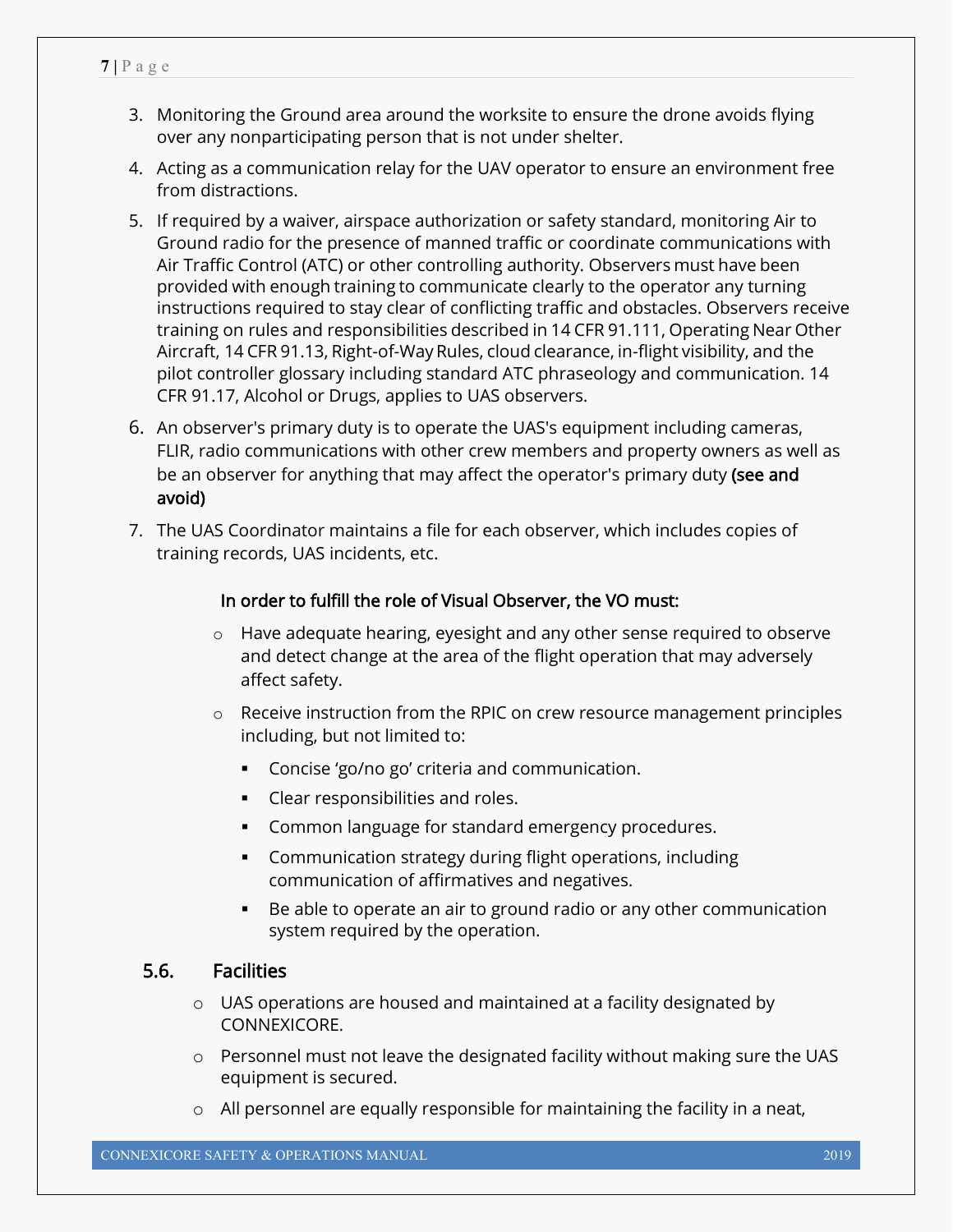3. Monitoring the Ground area around the worksite to ensure the drone avoids flying over any nonparticipating person that is not under shelter.
4. Acting as a communication relay for the UAV operator to ensure an environment free from distractions.
5. If required by a waiver, airspace authorization or safety standard, monitoring Air to Ground radio for the presence of manned traffic or coordinate communications with Air Traffic Control (ATC) or other controlling authority. Observers must have been provided with enough training to communicate clearly to the operator any turning instructions required to stay clear of conflicting traffic and obstacles. Observers receive training on rules and responsibilities described in 14 CFR 91.111, Operating Near Other Aircraft, 14 CFR 91.13, Right-of-Way Rules, cloud clearance, in-flight visibility, and the pilot controller glossary including standard ATC phraseology and communication. 14 CFR 91.17, Alcohol or Drugs, applies to UAS observers.
6. An observer's primary duty is to operate the UAS's equipment including cameras, FLIR, radio communications with other crew members and property owners as well as be an observer for anything that may affect the operator's primary duty **(see and avoid)**
7. The UAS Coordinator maintains a file for each observer, which includes copies of training records, UAS incidents, etc.

**In order to fulfill the role of Visual Observer, the VO must:**

- Have adequate hearing, eyesight and any other sense required to observe and detect change at the area of the flight operation that may adversely affect safety.
- Receive instruction from the RPIC on crew resource management principles including, but not limited to:
  - Concise 'go/no go' criteria and communication.
  - Clear responsibilities and roles.
  - Common language for standard emergency procedures.
  - Communication strategy during flight operations, including communication of affirmatives and negatives.
  - Be able to operate an air to ground radio or any other communication system required by the operation.

## 5.6. Facilities

- UAS operations are housed and maintained at a facility designated by CONNEXICORE.
- Personnel must not leave the designated facility without making sure the UAS equipment is secured.
- All personnel are equally responsible for maintaining the facility in a neat,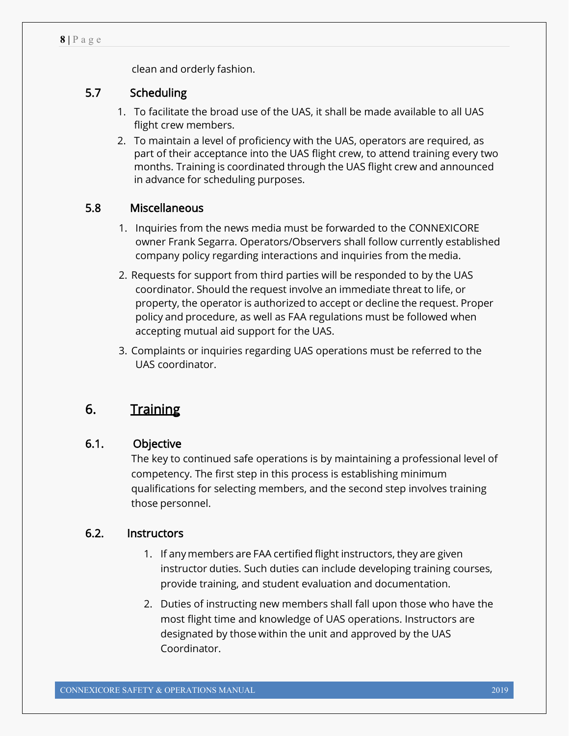clean and orderly fashion.

### 5.7 Scheduling

1. To facilitate the broad use of the UAS, it shall be made available to all UAS flight crew members.
2. To maintain a level of proficiency with the UAS, operators are required, as part of their acceptance into the UAS flight crew, to attend training every two months. Training is coordinated through the UAS flight crew and announced in advance for scheduling purposes.

### 5.8 Miscellaneous

1. Inquiries from the news media must be forwarded to the CONNEXICORE owner Frank Segarra. Operators/Observers shall follow currently established company policy regarding interactions and inquiries from the media.
2. Requests for support from third parties will be responded to by the UAS coordinator. Should the request involve an immediate threat to life, or property, the operator is authorized to accept or decline the request. Proper policy and procedure, as well as FAA regulations must be followed when accepting mutual aid support for the UAS.
3. Complaints or inquiries regarding UAS operations must be referred to the UAS coordinator.

## 6. Training

### 6.1. Objective

The key to continued safe operations is by maintaining a professional level of competency. The first step in this process is establishing minimum qualifications for selecting members, and the second step involves training those personnel.

### 6.2. Instructors

1. If any members are FAA certified flight instructors, they are given instructor duties. Such duties can include developing training courses, provide training, and student evaluation and documentation.
2. Duties of instructing new members shall fall upon those who have the most flight time and knowledge of UAS operations. Instructors are designated by those within the unit and approved by the UAS Coordinator.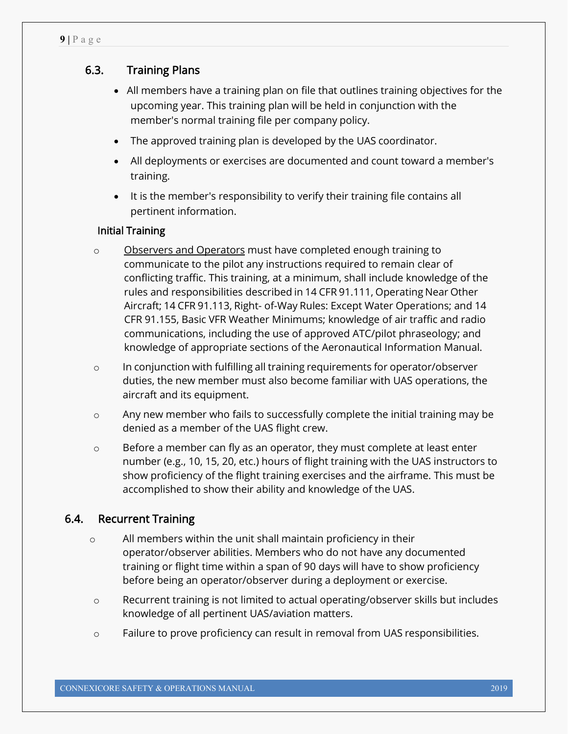## 6.3. Training Plans

- All members have a training plan on file that outlines training objectives for the upcoming year. This training plan will be held in conjunction with the member's normal training file per company policy.
- The approved training plan is developed by the UAS coordinator.
- All deployments or exercises are documented and count toward a member's training.
- It is the member's responsibility to verify their training file contains all pertinent information.

### Initial Training

- <u>Observers and Operators</u> must have completed enough training to communicate to the pilot any instructions required to remain clear of conflicting traffic. This training, at a minimum, shall include knowledge of the rules and responsibilities described in 14 CFR 91.111, Operating Near Other Aircraft; 14 CFR 91.113, Right- of-Way Rules: Except Water Operations; and 14 CFR 91.155, Basic VFR Weather Minimums; knowledge of air traffic and radio communications, including the use of approved ATC/pilot phraseology; and knowledge of appropriate sections of the Aeronautical Information Manual.
- In conjunction with fulfilling all training requirements for operator/observer duties, the new member must also become familiar with UAS operations, the aircraft and its equipment.
- Any new member who fails to successfully complete the initial training may be denied as a member of the UAS flight crew.
- Before a member can fly as an operator, they must complete at least enter number (e.g., 10, 15, 20, etc.) hours of flight training with the UAS instructors to show proficiency of the flight training exercises and the airframe. This must be accomplished to show their ability and knowledge of the UAS.

## 6.4. Recurrent Training

- All members within the unit shall maintain proficiency in their operator/observer abilities. Members who do not have any documented training or flight time within a span of 90 days will have to show proficiency before being an operator/observer during a deployment or exercise.
- Recurrent training is not limited to actual operating/observer skills but includes knowledge of all pertinent UAS/aviation matters.
- Failure to prove proficiency can result in removal from UAS responsibilities.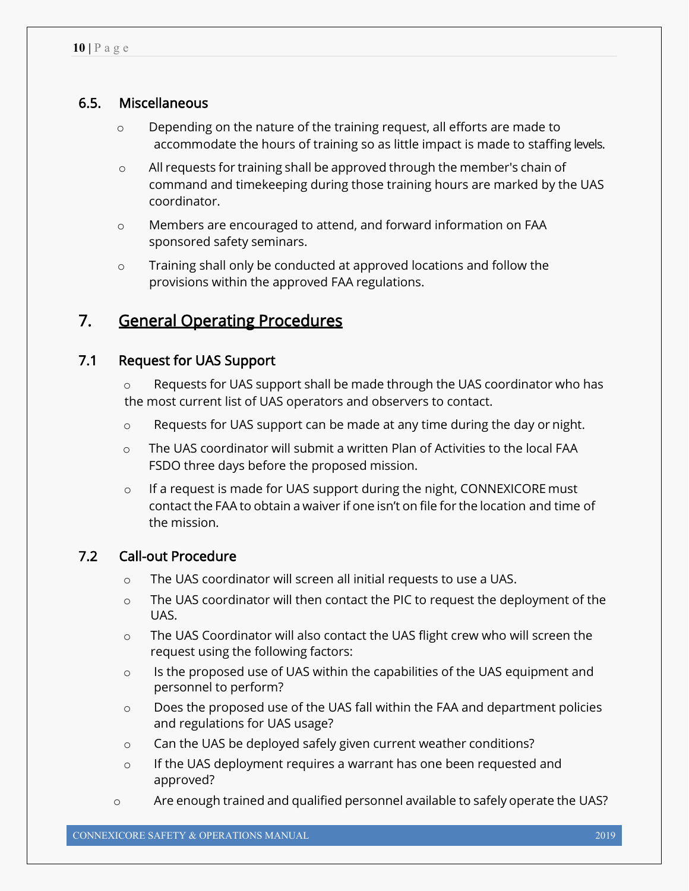### 6.5. Miscellaneous

- Depending on the nature of the training request, all efforts are made to accommodate the hours of training so as little impact is made to staffing levels.
- All requests for training shall be approved through the member's chain of command and timekeeping during those training hours are marked by the UAS coordinator.
- Members are encouraged to attend, and forward information on FAA sponsored safety seminars.
- Training shall only be conducted at approved locations and follow the provisions within the approved FAA regulations.

## 7. General Operating Procedures

### 7.1 Request for UAS Support

- Requests for UAS support shall be made through the UAS coordinator who has the most current list of UAS operators and observers to contact.
- Requests for UAS support can be made at any time during the day or night.
- The UAS coordinator will submit a written Plan of Activities to the local FAA FSDO three days before the proposed mission.
- If a request is made for UAS support during the night, CONNEXICORE must contact the FAA to obtain a waiver if one isn't on file for the location and time of the mission.

### 7.2 Call-out Procedure

- The UAS coordinator will screen all initial requests to use a UAS.
- The UAS coordinator will then contact the PIC to request the deployment of the UAS.
- The UAS Coordinator will also contact the UAS flight crew who will screen the request using the following factors:
- Is the proposed use of UAS within the capabilities of the UAS equipment and personnel to perform?
- Does the proposed use of the UAS fall within the FAA and department policies and regulations for UAS usage?
- Can the UAS be deployed safely given current weather conditions?
- If the UAS deployment requires a warrant has one been requested and approved?
- Are enough trained and qualified personnel available to safely operate the UAS?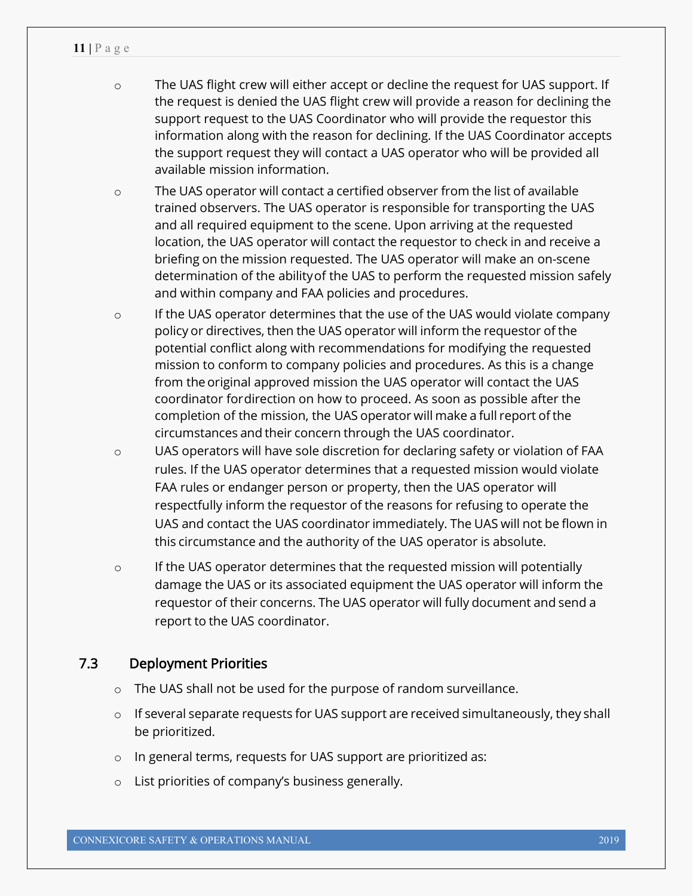- The UAS flight crew will either accept or decline the request for UAS support. If the request is denied the UAS flight crew will provide a reason for declining the support request to the UAS Coordinator who will provide the requestor this information along with the reason for declining. If the UAS Coordinator accepts the support request they will contact a UAS operator who will be provided all available mission information.
- The UAS operator will contact a certified observer from the list of available trained observers. The UAS operator is responsible for transporting the UAS and all required equipment to the scene. Upon arriving at the requested location, the UAS operator will contact the requestor to check in and receive a briefing on the mission requested. The UAS operator will make an on-scene determination of the ability of the UAS to perform the requested mission safely and within company and FAA policies and procedures.
- If the UAS operator determines that the use of the UAS would violate company policy or directives, then the UAS operator will inform the requestor of the potential conflict along with recommendations for modifying the requested mission to conform to company policies and procedures. As this is a change from the original approved mission the UAS operator will contact the UAS coordinator for direction on how to proceed. As soon as possible after the completion of the mission, the UAS operator will make a full report of the circumstances and their concern through the UAS coordinator.
- UAS operators will have sole discretion for declaring safety or violation of FAA rules. If the UAS operator determines that a requested mission would violate FAA rules or endanger person or property, then the UAS operator will respectfully inform the requestor of the reasons for refusing to operate the UAS and contact the UAS coordinator immediately. The UAS will not be flown in this circumstance and the authority of the UAS operator is absolute.
- If the UAS operator determines that the requested mission will potentially damage the UAS or its associated equipment the UAS operator will inform the requestor of their concerns. The UAS operator will fully document and send a report to the UAS coordinator.

## 7.3 Deployment Priorities

- The UAS shall not be used for the purpose of random surveillance.
- If several separate requests for UAS support are received simultaneously, they shall be prioritized.
- In general terms, requests for UAS support are prioritized as:
- List priorities of company's business generally.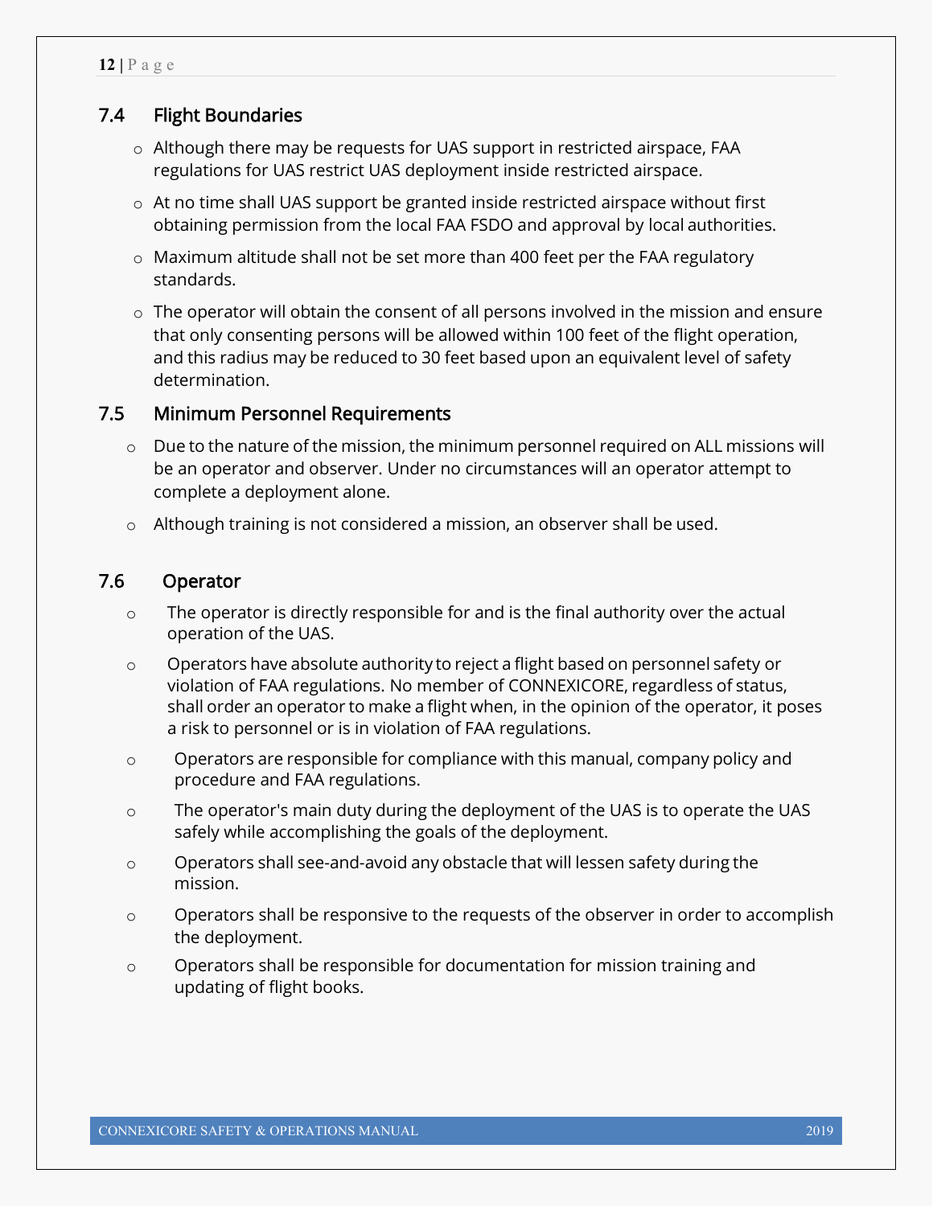## 7.4 Flight Boundaries

- Although there may be requests for UAS support in restricted airspace, FAA regulations for UAS restrict UAS deployment inside restricted airspace.
- At no time shall UAS support be granted inside restricted airspace without first obtaining permission from the local FAA FSDO and approval by local authorities.
- Maximum altitude shall not be set more than 400 feet per the FAA regulatory standards.
- The operator will obtain the consent of all persons involved in the mission and ensure that only consenting persons will be allowed within 100 feet of the flight operation, and this radius may be reduced to 30 feet based upon an equivalent level of safety determination.

## 7.5 Minimum Personnel Requirements

- Due to the nature of the mission, the minimum personnel required on ALL missions will be an operator and observer. Under no circumstances will an operator attempt to complete a deployment alone.
- Although training is not considered a mission, an observer shall be used.

## 7.6 Operator

- The operator is directly responsible for and is the final authority over the actual operation of the UAS.
- Operators have absolute authority to reject a flight based on personnel safety or violation of FAA regulations. No member of CONNEXICORE, regardless of status, shall order an operator to make a flight when, in the opinion of the operator, it poses a risk to personnel or is in violation of FAA regulations.
- Operators are responsible for compliance with this manual, company policy and procedure and FAA regulations.
- The operator's main duty during the deployment of the UAS is to operate the UAS safely while accomplishing the goals of the deployment.
- Operators shall see-and-avoid any obstacle that will lessen safety during the mission.
- Operators shall be responsive to the requests of the observer in order to accomplish the deployment.
- Operators shall be responsible for documentation for mission training and updating of flight books.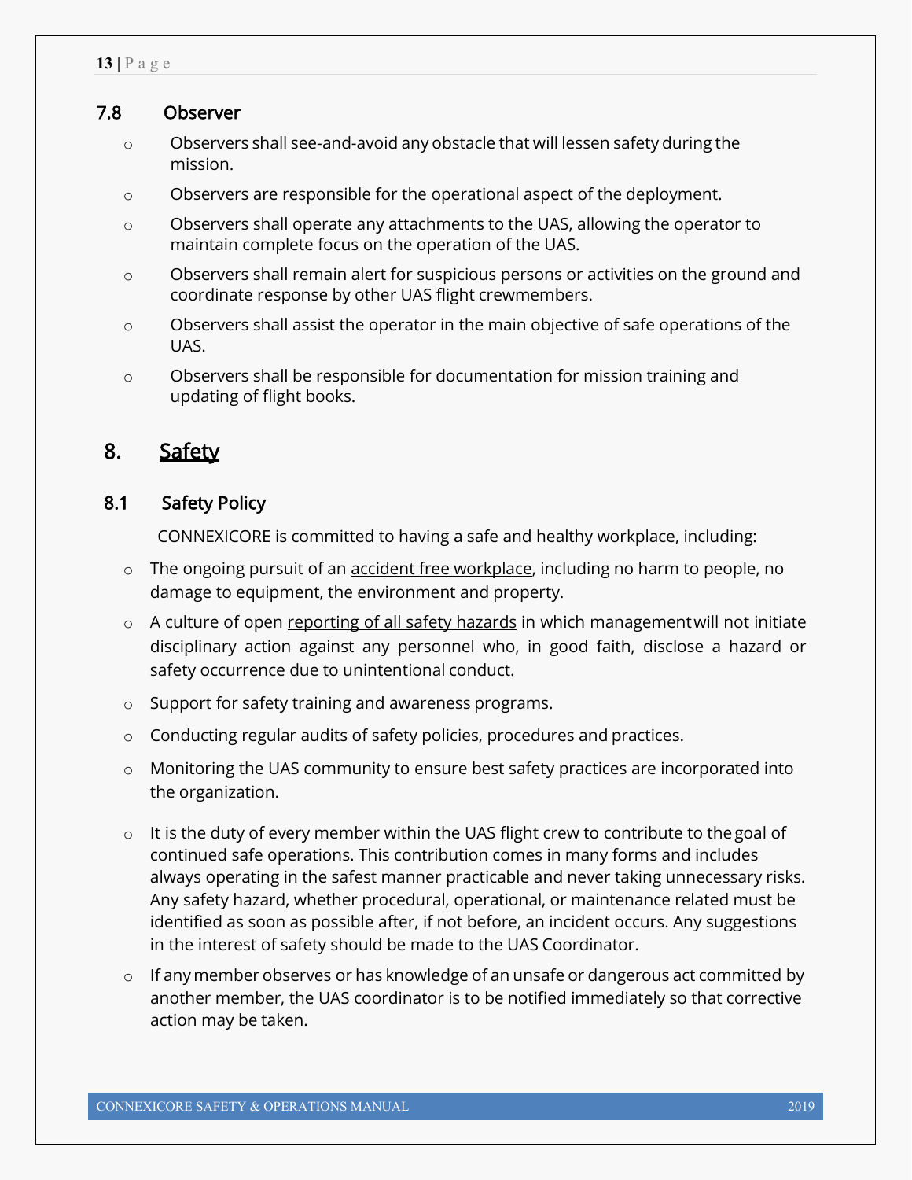### 7.8 Observer

- Observers shall see-and-avoid any obstacle that will lessen safety during the mission.
- Observers are responsible for the operational aspect of the deployment.
- Observers shall operate any attachments to the UAS, allowing the operator to maintain complete focus on the operation of the UAS.
- Observers shall remain alert for suspicious persons or activities on the ground and coordinate response by other UAS flight crewmembers.
- Observers shall assist the operator in the main objective of safe operations of the UAS.
- Observers shall be responsible for documentation for mission training and updating of flight books.

## 8. <u>Safety</u>

### 8.1 Safety Policy

CONNEXICORE is committed to having a safe and healthy workplace, including:

- The ongoing pursuit of an <u>accident free workplace</u>, including no harm to people, no damage to equipment, the environment and property.
- A culture of open <u>reporting of all safety hazards</u> in which management will not initiate disciplinary action against any personnel who, in good faith, disclose a hazard or safety occurrence due to unintentional conduct.
- Support for safety training and awareness programs.
- Conducting regular audits of safety policies, procedures and practices.
- Monitoring the UAS community to ensure best safety practices are incorporated into the organization.
- It is the duty of every member within the UAS flight crew to contribute to the goal of continued safe operations. This contribution comes in many forms and includes always operating in the safest manner practicable and never taking unnecessary risks. Any safety hazard, whether procedural, operational, or maintenance related must be identified as soon as possible after, if not before, an incident occurs. Any suggestions in the interest of safety should be made to the UAS Coordinator.
- If any member observes or has knowledge of an unsafe or dangerous act committed by another member, the UAS coordinator is to be notified immediately so that corrective action may be taken.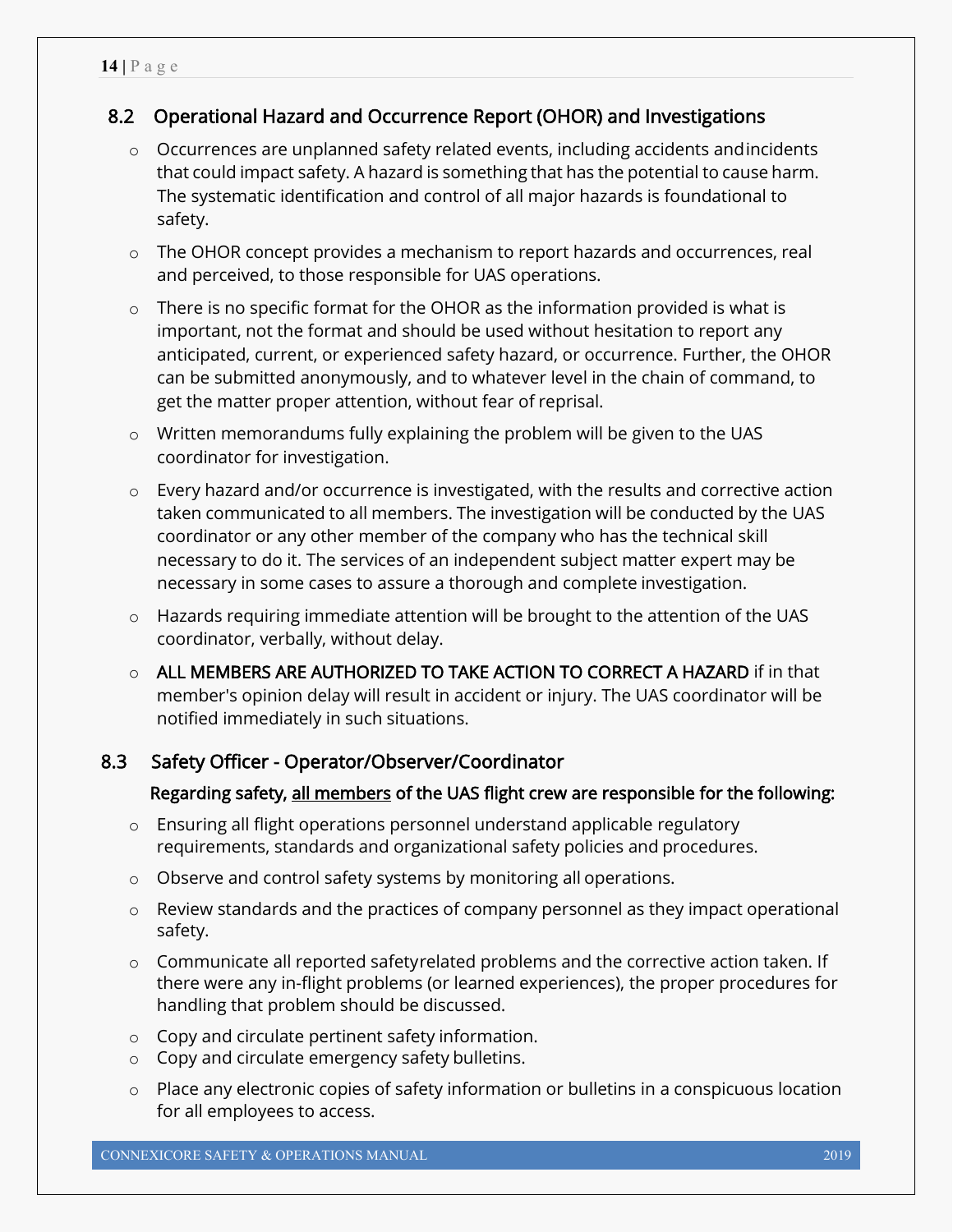## 8.2 Operational Hazard and Occurrence Report (OHOR) and Investigations

- Occurrences are unplanned safety related events, including accidents and incidents that could impact safety. A hazard is something that has the potential to cause harm. The systematic identification and control of all major hazards is foundational to safety.
- The OHOR concept provides a mechanism to report hazards and occurrences, real and perceived, to those responsible for UAS operations.
- There is no specific format for the OHOR as the information provided is what is important, not the format and should be used without hesitation to report any anticipated, current, or experienced safety hazard, or occurrence. Further, the OHOR can be submitted anonymously, and to whatever level in the chain of command, to get the matter proper attention, without fear of reprisal.
- Written memorandums fully explaining the problem will be given to the UAS coordinator for investigation.
- Every hazard and/or occurrence is investigated, with the results and corrective action taken communicated to all members. The investigation will be conducted by the UAS coordinator or any other member of the company who has the technical skill necessary to do it. The services of an independent subject matter expert may be necessary in some cases to assure a thorough and complete investigation.
- Hazards requiring immediate attention will be brought to the attention of the UAS coordinator, verbally, without delay.
- **ALL MEMBERS ARE AUTHORIZED TO TAKE ACTION TO CORRECT A HAZARD** if in that member's opinion delay will result in accident or injury. The UAS coordinator will be notified immediately in such situations.

## 8.3 Safety Officer - Operator/Observer/Coordinator

**Regarding safety, <u>all members</u> of the UAS flight crew are responsible for the following:**

- Ensuring all flight operations personnel understand applicable regulatory requirements, standards and organizational safety policies and procedures.
- Observe and control safety systems by monitoring all operations.
- Review standards and the practices of company personnel as they impact operational safety.
- Communicate all reported safetyrelated problems and the corrective action taken. If there were any in-flight problems (or learned experiences), the proper procedures for handling that problem should be discussed.
- Copy and circulate pertinent safety information.
- Copy and circulate emergency safety bulletins.
- Place any electronic copies of safety information or bulletins in a conspicuous location for all employees to access.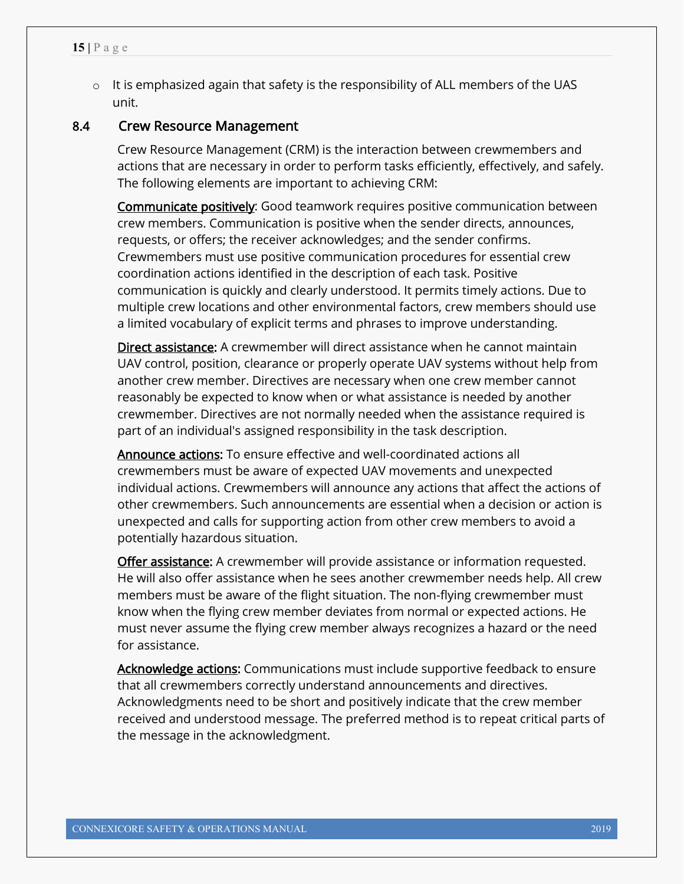- It is emphasized again that safety is the responsibility of ALL members of the UAS unit.

## 8.4 Crew Resource Management

Crew Resource Management (CRM) is the interaction between crewmembers and actions that are necessary in order to perform tasks efficiently, effectively, and safely. The following elements are important to achieving CRM:

<u>Communicate positively</u>: Good teamwork requires positive communication between crew members. Communication is positive when the sender directs, announces, requests, or offers; the receiver acknowledges; and the sender confirms. Crewmembers must use positive communication procedures for essential crew coordination actions identified in the description of each task. Positive communication is quickly and clearly understood. It permits timely actions. Due to multiple crew locations and other environmental factors, crew members should use a limited vocabulary of explicit terms and phrases to improve understanding.

<u>Direct assistance:</u> A crewmember will direct assistance when he cannot maintain UAV control, position, clearance or properly operate UAV systems without help from another crew member. Directives are necessary when one crew member cannot reasonably be expected to know when or what assistance is needed by another crewmember. Directives are not normally needed when the assistance required is part of an individual's assigned responsibility in the task description.

<u>Announce actions:</u> To ensure effective and well-coordinated actions all crewmembers must be aware of expected UAV movements and unexpected individual actions. Crewmembers will announce any actions that affect the actions of other crewmembers. Such announcements are essential when a decision or action is unexpected and calls for supporting action from other crew members to avoid a potentially hazardous situation.

<u>Offer assistance:</u> A crewmember will provide assistance or information requested. He will also offer assistance when he sees another crewmember needs help. All crew members must be aware of the flight situation. The non-flying crewmember must know when the flying crew member deviates from normal or expected actions. He must never assume the flying crew member always recognizes a hazard or the need for assistance.

<u>Acknowledge actions:</u> Communications must include supportive feedback to ensure that all crewmembers correctly understand announcements and directives. Acknowledgments need to be short and positively indicate that the crew member received and understood message. The preferred method is to repeat critical parts of the message in the acknowledgment.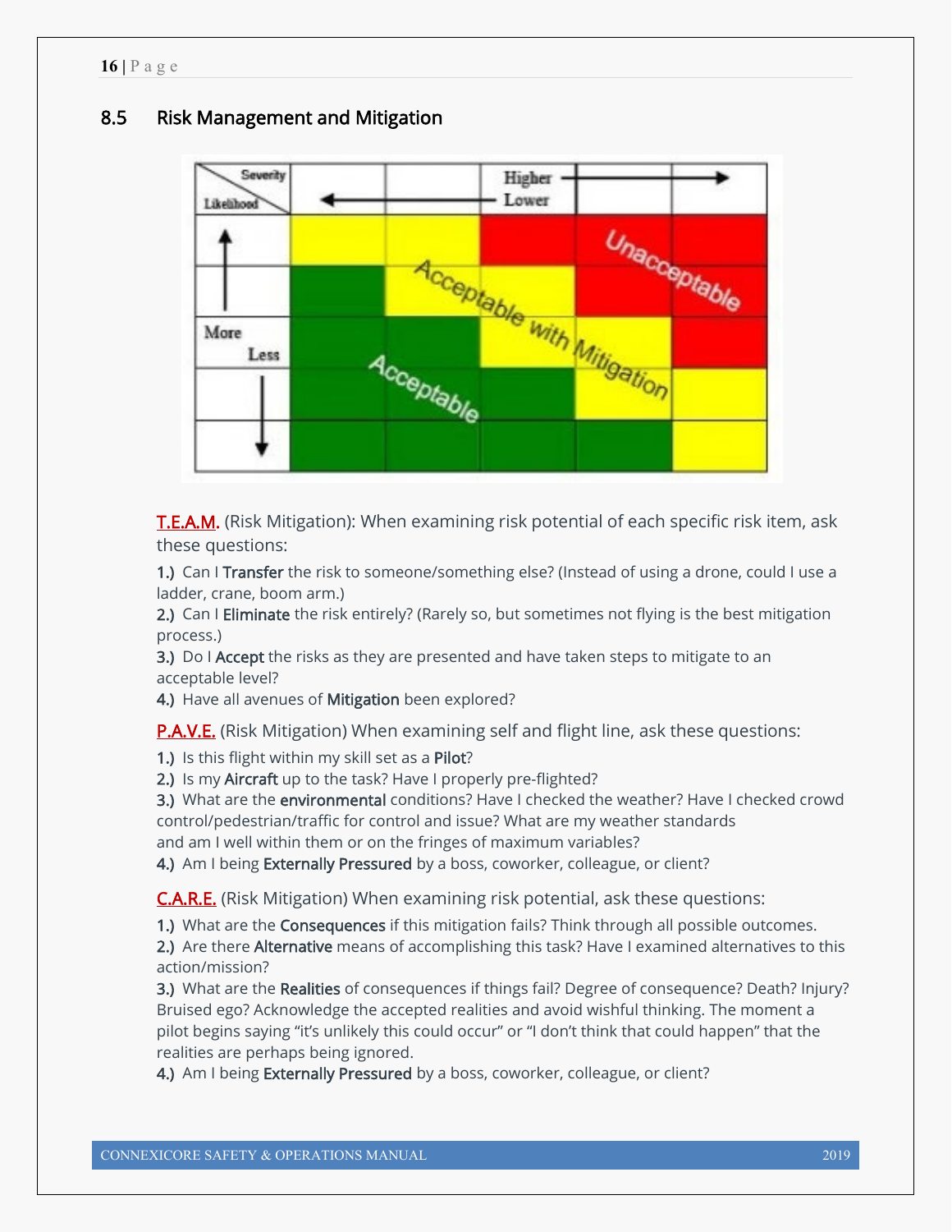## 8.5 Risk Management and Mitigation

**T.E.A.M.** (Risk Mitigation): When examining risk potential of each specific risk item, ask these questions:

**1.)** Can I **Transfer** the risk to someone/something else? (Instead of using a drone, could I use a ladder, crane, boom arm.)
**2.)** Can I **Eliminate** the risk entirely? (Rarely so, but sometimes not flying is the best mitigation process.)
**3.)** Do I **Accept** the risks as they are presented and have taken steps to mitigate to an acceptable level?
**4.)** Have all avenues of **Mitigation** been explored?

**P.A.V.E.** (Risk Mitigation) When examining self and flight line, ask these questions:

**1.)** Is this flight within my skill set as a **Pilot**?
**2.)** Is my **Aircraft** up to the task? Have I properly pre-flighted?
**3.)** What are the **environmental** conditions? Have I checked the weather? Have I checked crowd control/pedestrian/traffic for control and issue? What are my weather standards and am I well within them or on the fringes of maximum variables?
**4.)** Am I being **Externally Pressured** by a boss, coworker, colleague, or client?

**C.A.R.E.** (Risk Mitigation) When examining risk potential, ask these questions:

**1.)** What are the **Consequences** if this mitigation fails? Think through all possible outcomes.
**2.)** Are there **Alternative** means of accomplishing this task? Have I examined alternatives to this action/mission?
**3.)** What are the **Realities** of consequences if things fail? Degree of consequence? Death? Injury? Bruised ego? Acknowledge the accepted realities and avoid wishful thinking. The moment a pilot begins saying "it's unlikely this could occur" or "I don't think that could happen" that the realities are perhaps being ignored.
**4.)** Am I being **Externally Pressured** by a boss, coworker, colleague, or client?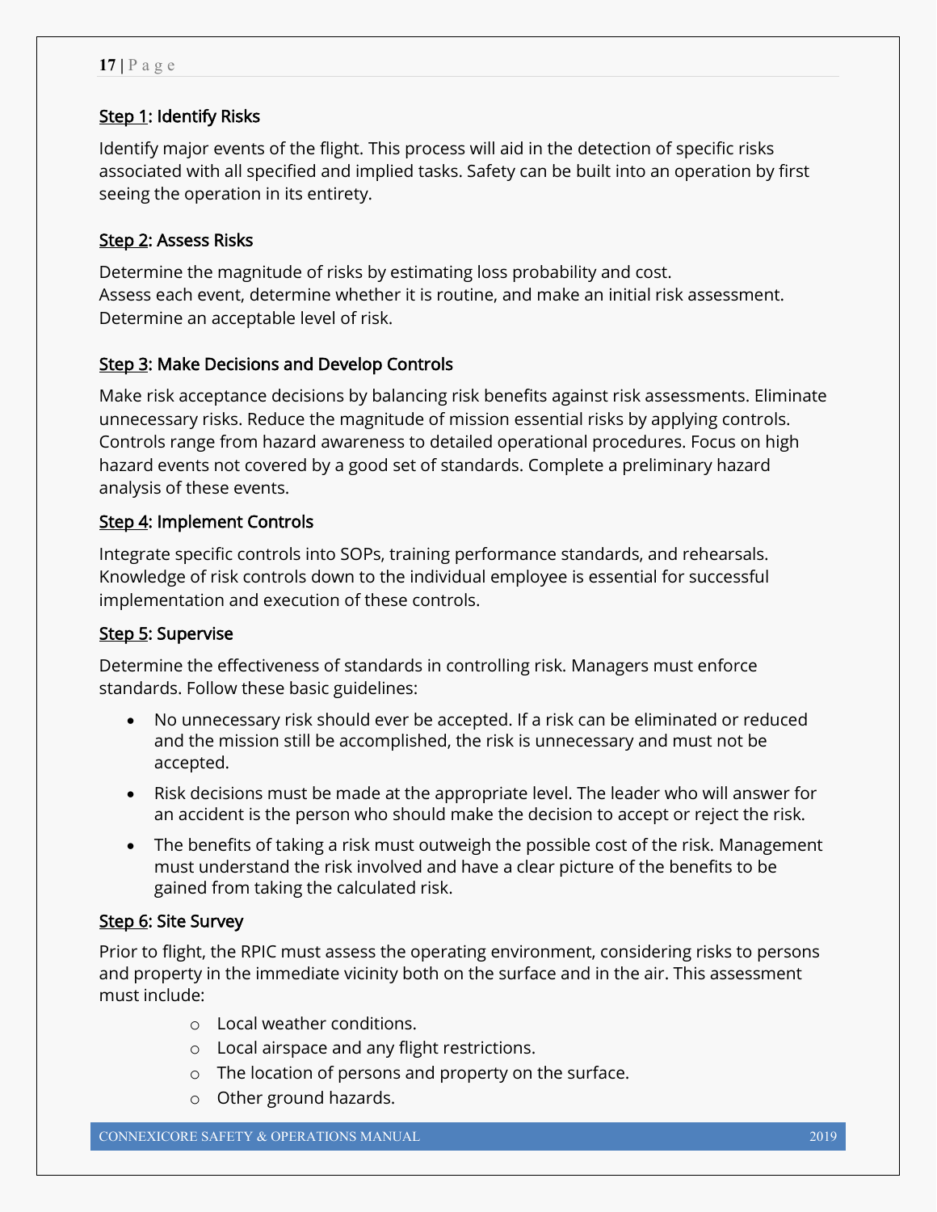### Step 1: Identify Risks

Identify major events of the flight. This process will aid in the detection of specific risks associated with all specified and implied tasks. Safety can be built into an operation by first seeing the operation in its entirety.

### Step 2: Assess Risks

Determine the magnitude of risks by estimating loss probability and cost.
Assess each event, determine whether it is routine, and make an initial risk assessment. Determine an acceptable level of risk.

### Step 3: Make Decisions and Develop Controls

Make risk acceptance decisions by balancing risk benefits against risk assessments. Eliminate unnecessary risks. Reduce the magnitude of mission essential risks by applying controls. Controls range from hazard awareness to detailed operational procedures. Focus on high hazard events not covered by a good set of standards. Complete a preliminary hazard analysis of these events.

### Step 4: Implement Controls

Integrate specific controls into SOPs, training performance standards, and rehearsals. Knowledge of risk controls down to the individual employee is essential for successful implementation and execution of these controls.

### Step 5: Supervise

Determine the effectiveness of standards in controlling risk. Managers must enforce standards. Follow these basic guidelines:

- No unnecessary risk should ever be accepted. If a risk can be eliminated or reduced and the mission still be accomplished, the risk is unnecessary and must not be accepted.
- Risk decisions must be made at the appropriate level. The leader who will answer for an accident is the person who should make the decision to accept or reject the risk.
- The benefits of taking a risk must outweigh the possible cost of the risk. Management must understand the risk involved and have a clear picture of the benefits to be gained from taking the calculated risk.

### Step 6: Site Survey

Prior to flight, the RPIC must assess the operating environment, considering risks to persons and property in the immediate vicinity both on the surface and in the air. This assessment must include:

- Local weather conditions.
- Local airspace and any flight restrictions.
- The location of persons and property on the surface.
- Other ground hazards.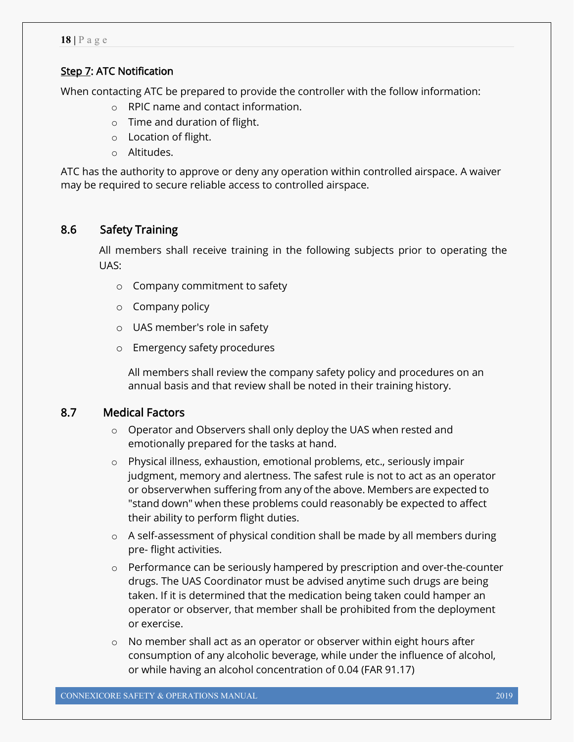**Step 7: ATC Notification**

When contacting ATC be prepared to provide the controller with the follow information:

- RPIC name and contact information.
- Time and duration of flight.
- Location of flight.
- Altitudes.

ATC has the authority to approve or deny any operation within controlled airspace. A waiver may be required to secure reliable access to controlled airspace.

## 8.6 Safety Training

All members shall receive training in the following subjects prior to operating the UAS:

- Company commitment to safety
- Company policy
- UAS member's role in safety
- Emergency safety procedures

All members shall review the company safety policy and procedures on an annual basis and that review shall be noted in their training history.

## 8.7 Medical Factors

- Operator and Observers shall only deploy the UAS when rested and emotionally prepared for the tasks at hand.
- Physical illness, exhaustion, emotional problems, etc., seriously impair judgment, memory and alertness. The safest rule is not to act as an operator or observerwhen suffering from any of the above. Members are expected to "stand down" when these problems could reasonably be expected to affect their ability to perform flight duties.
- A self-assessment of physical condition shall be made by all members during pre- flight activities.
- Performance can be seriously hampered by prescription and over-the-counter drugs. The UAS Coordinator must be advised anytime such drugs are being taken. If it is determined that the medication being taken could hamper an operator or observer, that member shall be prohibited from the deployment or exercise.
- No member shall act as an operator or observer within eight hours after consumption of any alcoholic beverage, while under the influence of alcohol, or while having an alcohol concentration of 0.04 (FAR 91.17)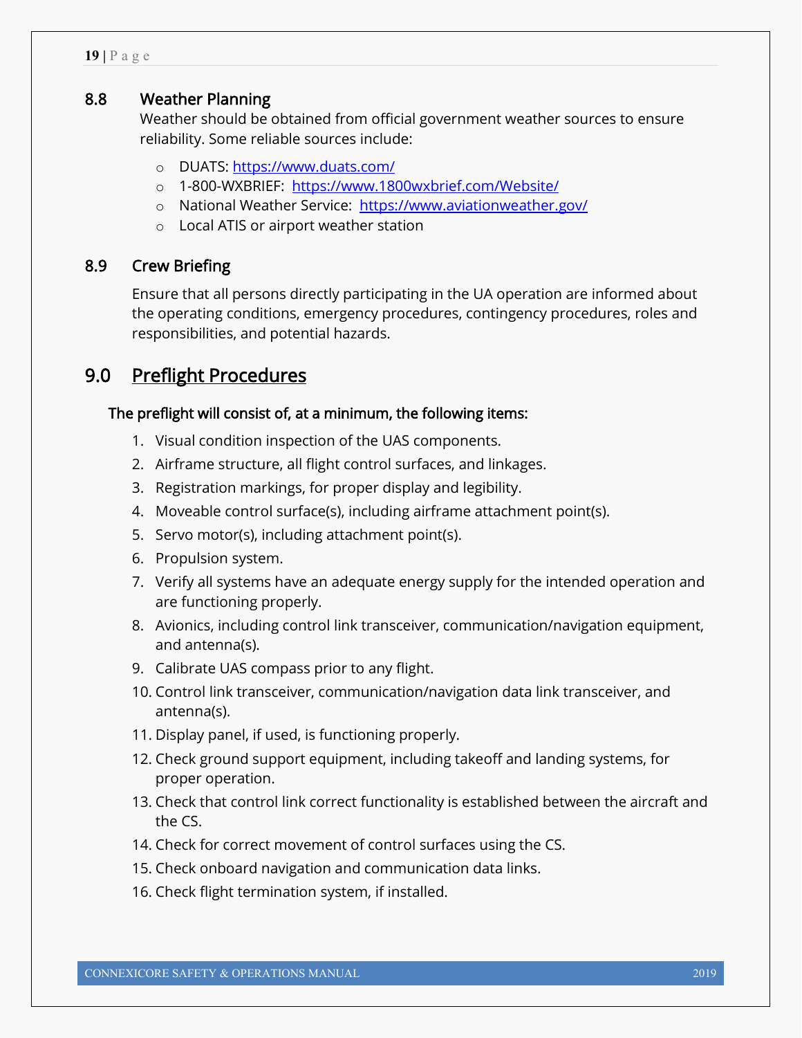### 8.8 Weather Planning

Weather should be obtained from official government weather sources to ensure reliability. Some reliable sources include:

- DUATS: https://www.duats.com/
- 1-800-WXBRIEF: https://www.1800wxbrief.com/Website/
- National Weather Service: https://www.aviationweather.gov/
- Local ATIS or airport weather station

### 8.9 Crew Briefing

Ensure that all persons directly participating in the UA operation are informed about the operating conditions, emergency procedures, contingency procedures, roles and responsibilities, and potential hazards.

## 9.0 Preflight Procedures

**The preflight will consist of, at a minimum, the following items:**

1. Visual condition inspection of the UAS components.
2. Airframe structure, all flight control surfaces, and linkages.
3. Registration markings, for proper display and legibility.
4. Moveable control surface(s), including airframe attachment point(s).
5. Servo motor(s), including attachment point(s).
6. Propulsion system.
7. Verify all systems have an adequate energy supply for the intended operation and are functioning properly.
8. Avionics, including control link transceiver, communication/navigation equipment, and antenna(s).
9. Calibrate UAS compass prior to any flight.
10. Control link transceiver, communication/navigation data link transceiver, and antenna(s).
11. Display panel, if used, is functioning properly.
12. Check ground support equipment, including takeoff and landing systems, for proper operation.
13. Check that control link correct functionality is established between the aircraft and the CS.
14. Check for correct movement of control surfaces using the CS.
15. Check onboard navigation and communication data links.
16. Check flight termination system, if installed.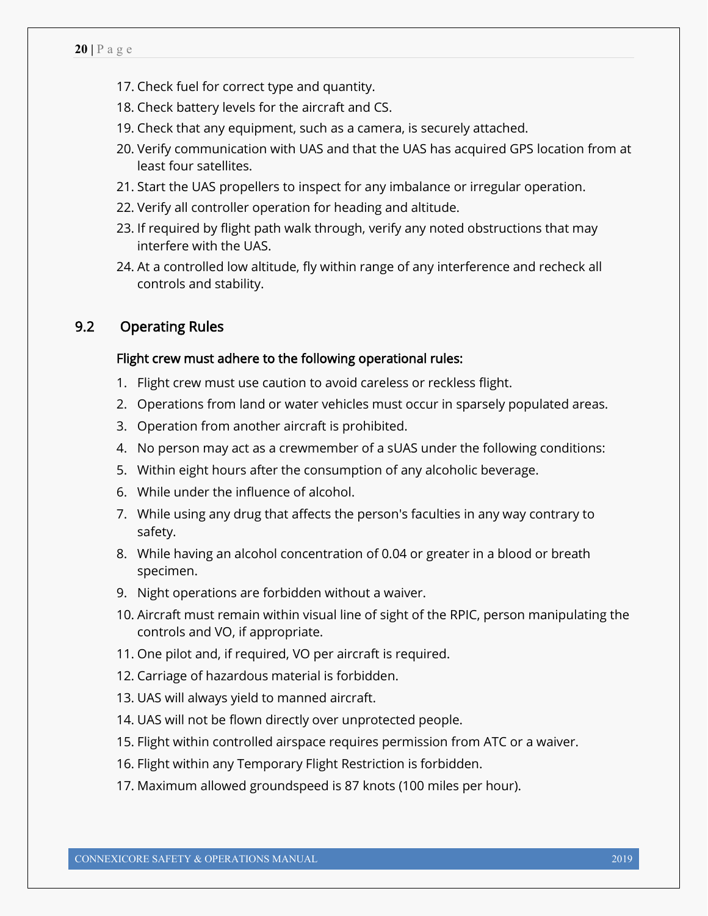17. Check fuel for correct type and quantity.
18. Check battery levels for the aircraft and CS.
19. Check that any equipment, such as a camera, is securely attached.
20. Verify communication with UAS and that the UAS has acquired GPS location from at least four satellites.
21. Start the UAS propellers to inspect for any imbalance or irregular operation.
22. Verify all controller operation for heading and altitude.
23. If required by flight path walk through, verify any noted obstructions that may interfere with the UAS.
24. At a controlled low altitude, fly within range of any interference and recheck all controls and stability.

## 9.2 Operating Rules

### Flight crew must adhere to the following operational rules:

1. Flight crew must use caution to avoid careless or reckless flight.
2. Operations from land or water vehicles must occur in sparsely populated areas.
3. Operation from another aircraft is prohibited.
4. No person may act as a crewmember of a sUAS under the following conditions:
5. Within eight hours after the consumption of any alcoholic beverage.
6. While under the influence of alcohol.
7. While using any drug that affects the person's faculties in any way contrary to safety.
8. While having an alcohol concentration of 0.04 or greater in a blood or breath specimen.
9. Night operations are forbidden without a waiver.
10. Aircraft must remain within visual line of sight of the RPIC, person manipulating the controls and VO, if appropriate.
11. One pilot and, if required, VO per aircraft is required.
12. Carriage of hazardous material is forbidden.
13. UAS will always yield to manned aircraft.
14. UAS will not be flown directly over unprotected people.
15. Flight within controlled airspace requires permission from ATC or a waiver.
16. Flight within any Temporary Flight Restriction is forbidden.
17. Maximum allowed groundspeed is 87 knots (100 miles per hour).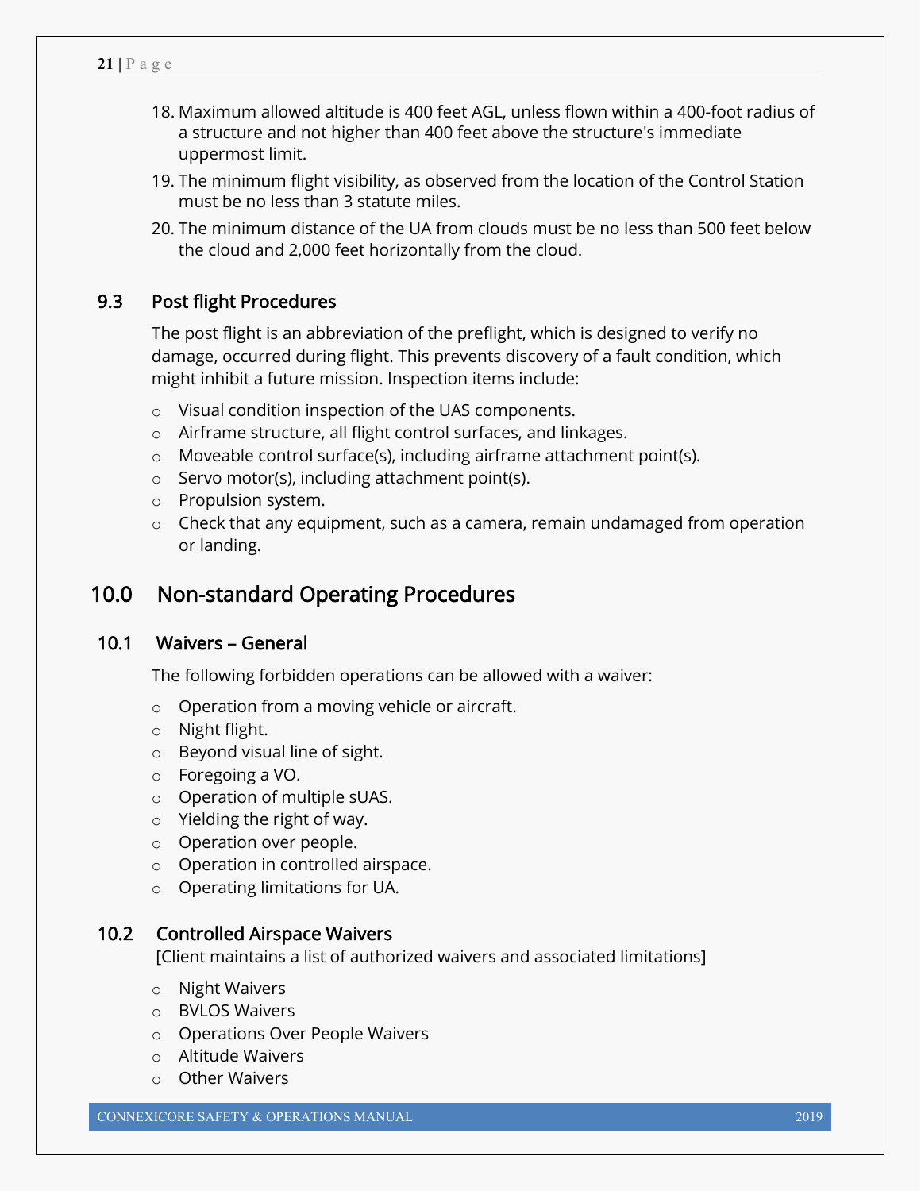18. Maximum allowed altitude is 400 feet AGL, unless flown within a 400-foot radius of a structure and not higher than 400 feet above the structure's immediate uppermost limit.
19. The minimum flight visibility, as observed from the location of the Control Station must be no less than 3 statute miles.
20. The minimum distance of the UA from clouds must be no less than 500 feet below the cloud and 2,000 feet horizontally from the cloud.

### 9.3 Post flight Procedures

The post flight is an abbreviation of the preflight, which is designed to verify no damage, occurred during flight. This prevents discovery of a fault condition, which might inhibit a future mission. Inspection items include:

- Visual condition inspection of the UAS components.
- Airframe structure, all flight control surfaces, and linkages.
- Moveable control surface(s), including airframe attachment point(s).
- Servo motor(s), including attachment point(s).
- Propulsion system.
- Check that any equipment, such as a camera, remain undamaged from operation or landing.

## 10.0 Non-standard Operating Procedures

### 10.1 Waivers – General

The following forbidden operations can be allowed with a waiver:

- Operation from a moving vehicle or aircraft.
- Night flight.
- Beyond visual line of sight.
- Foregoing a VO.
- Operation of multiple sUAS.
- Yielding the right of way.
- Operation over people.
- Operation in controlled airspace.
- Operating limitations for UA.

### 10.2 Controlled Airspace Waivers

[Client maintains a list of authorized waivers and associated limitations]

- Night Waivers
- BVLOS Waivers
- Operations Over People Waivers
- Altitude Waivers
- Other Waivers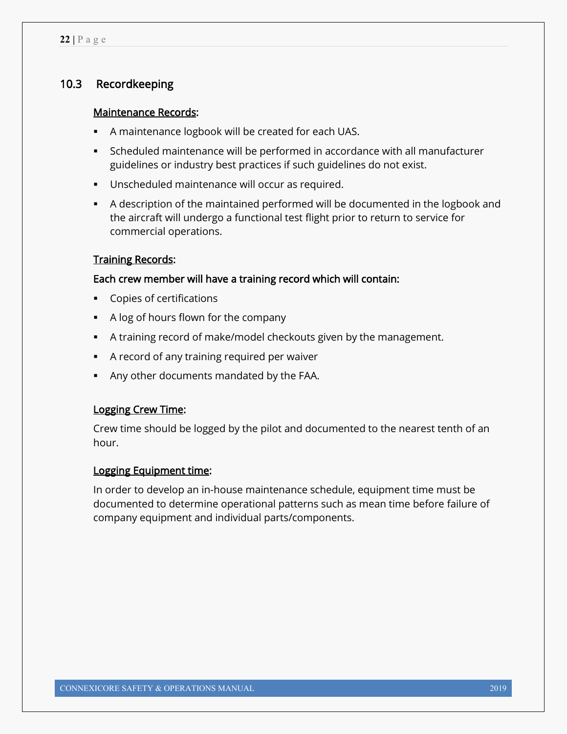## 10.3 Recordkeeping

**Maintenance Records:**

- A maintenance logbook will be created for each UAS.
- Scheduled maintenance will be performed in accordance with all manufacturer guidelines or industry best practices if such guidelines do not exist.
- Unscheduled maintenance will occur as required.
- A description of the maintained performed will be documented in the logbook and the aircraft will undergo a functional test flight prior to return to service for commercial operations.

**Training Records:**

**Each crew member will have a training record which will contain:**

- Copies of certifications
- A log of hours flown for the company
- A training record of make/model checkouts given by the management.
- A record of any training required per waiver
- Any other documents mandated by the FAA.

**Logging Crew Time:**

Crew time should be logged by the pilot and documented to the nearest tenth of an hour.

**Logging Equipment time:**

In order to develop an in-house maintenance schedule, equipment time must be documented to determine operational patterns such as mean time before failure of company equipment and individual parts/components.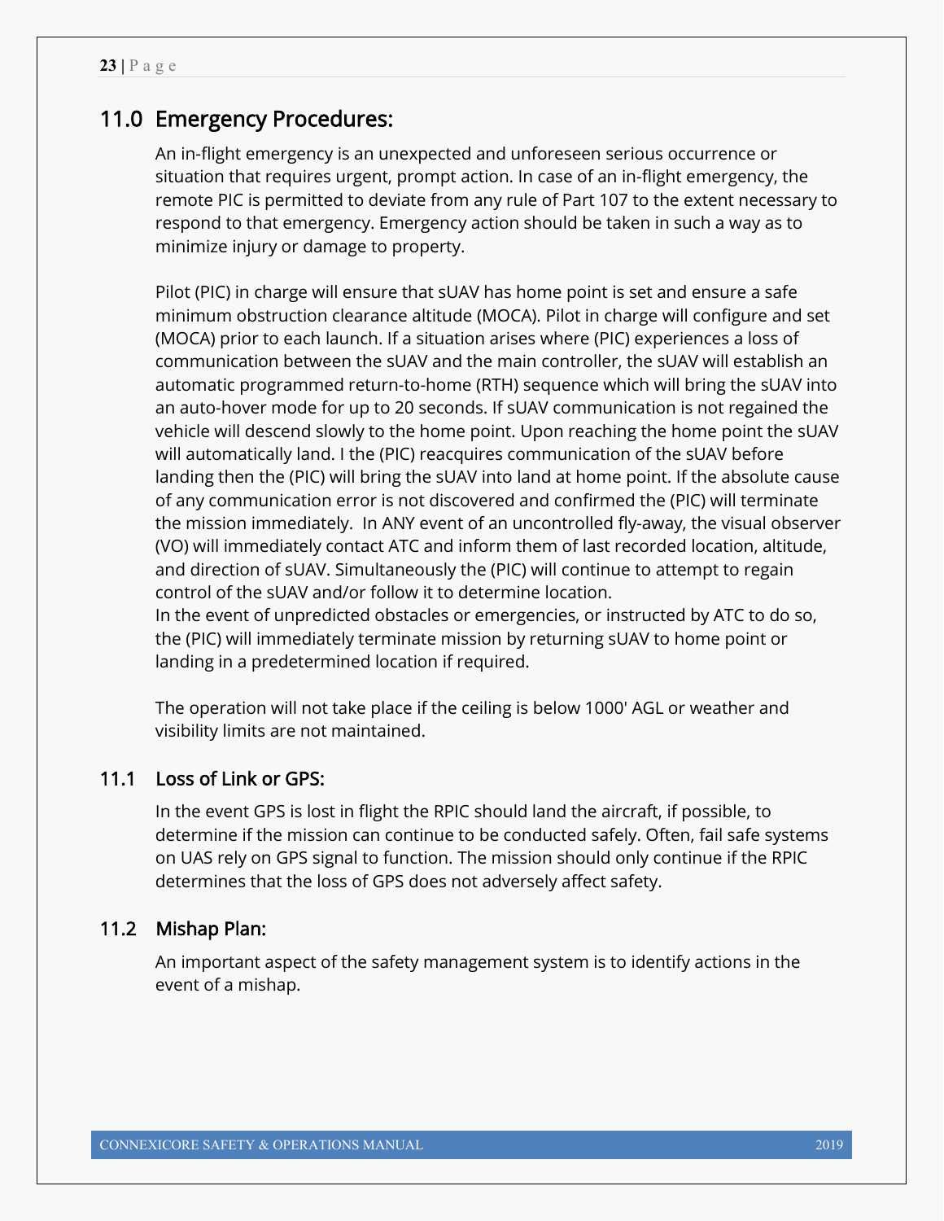## 11.0 Emergency Procedures:

An in-flight emergency is an unexpected and unforeseen serious occurrence or situation that requires urgent, prompt action. In case of an in-flight emergency, the remote PIC is permitted to deviate from any rule of Part 107 to the extent necessary to respond to that emergency. Emergency action should be taken in such a way as to minimize injury or damage to property.

Pilot (PIC) in charge will ensure that sUAV has home point is set and ensure a safe minimum obstruction clearance altitude (MOCA). Pilot in charge will configure and set (MOCA) prior to each launch. If a situation arises where (PIC) experiences a loss of communication between the sUAV and the main controller, the sUAV will establish an automatic programmed return-to-home (RTH) sequence which will bring the sUAV into an auto-hover mode for up to 20 seconds. If sUAV communication is not regained the vehicle will descend slowly to the home point. Upon reaching the home point the sUAV will automatically land. I the (PIC) reacquires communication of the sUAV before landing then the (PIC) will bring the sUAV into land at home point. If the absolute cause of any communication error is not discovered and confirmed the (PIC) will terminate the mission immediately. In ANY event of an uncontrolled fly-away, the visual observer (VO) will immediately contact ATC and inform them of last recorded location, altitude, and direction of sUAV. Simultaneously the (PIC) will continue to attempt to regain control of the sUAV and/or follow it to determine location.
In the event of unpredicted obstacles or emergencies, or instructed by ATC to do so, the (PIC) will immediately terminate mission by returning sUAV to home point or landing in a predetermined location if required.

The operation will not take place if the ceiling is below 1000' AGL or weather and visibility limits are not maintained.

### 11.1 Loss of Link or GPS:

In the event GPS is lost in flight the RPIC should land the aircraft, if possible, to determine if the mission can continue to be conducted safely. Often, fail safe systems on UAS rely on GPS signal to function. The mission should only continue if the RPIC determines that the loss of GPS does not adversely affect safety.

### 11.2 Mishap Plan:

An important aspect of the safety management system is to identify actions in the event of a mishap.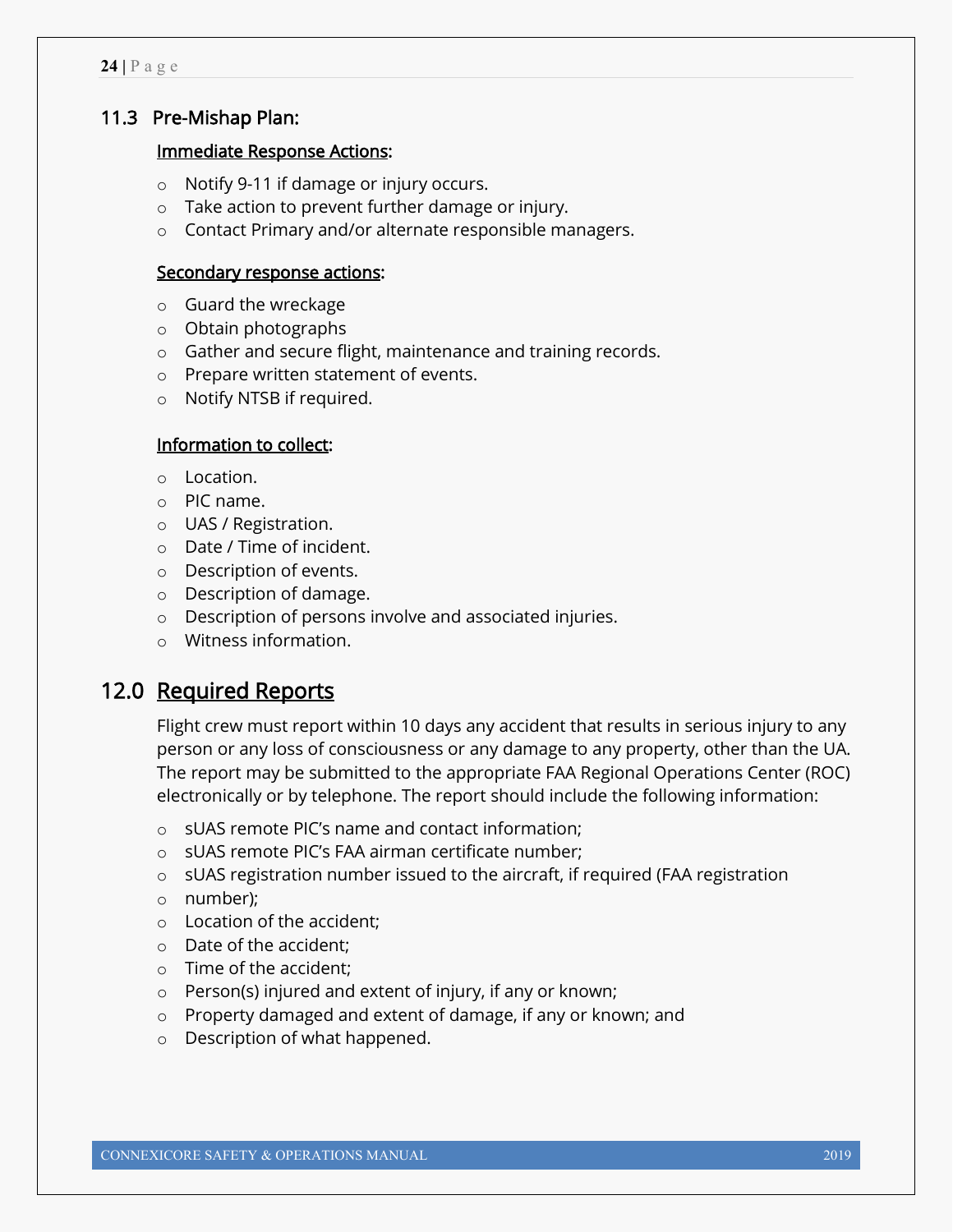## 11.3 Pre-Mishap Plan:

<u>Immediate Response Actions</u>:

- Notify 9-11 if damage or injury occurs.
- Take action to prevent further damage or injury.
- Contact Primary and/or alternate responsible managers.

<u>Secondary response actions</u>:

- Guard the wreckage
- Obtain photographs
- Gather and secure flight, maintenance and training records.
- Prepare written statement of events.
- Notify NTSB if required.

<u>Information to collect</u>:

- Location.
- PIC name.
- UAS / Registration.
- Date / Time of incident.
- Description of events.
- Description of damage.
- Description of persons involve and associated injuries.
- Witness information.

# 12.0 <u>Required Reports</u>

Flight crew must report within 10 days any accident that results in serious injury to any person or any loss of consciousness or any damage to any property, other than the UA. The report may be submitted to the appropriate FAA Regional Operations Center (ROC) electronically or by telephone. The report should include the following information:

- sUAS remote PIC's name and contact information;
- sUAS remote PIC's FAA airman certificate number;
- sUAS registration number issued to the aircraft, if required (FAA registration
- number);
- Location of the accident;
- Date of the accident;
- Time of the accident;
- Person(s) injured and extent of injury, if any or known;
- Property damaged and extent of damage, if any or known; and
- Description of what happened.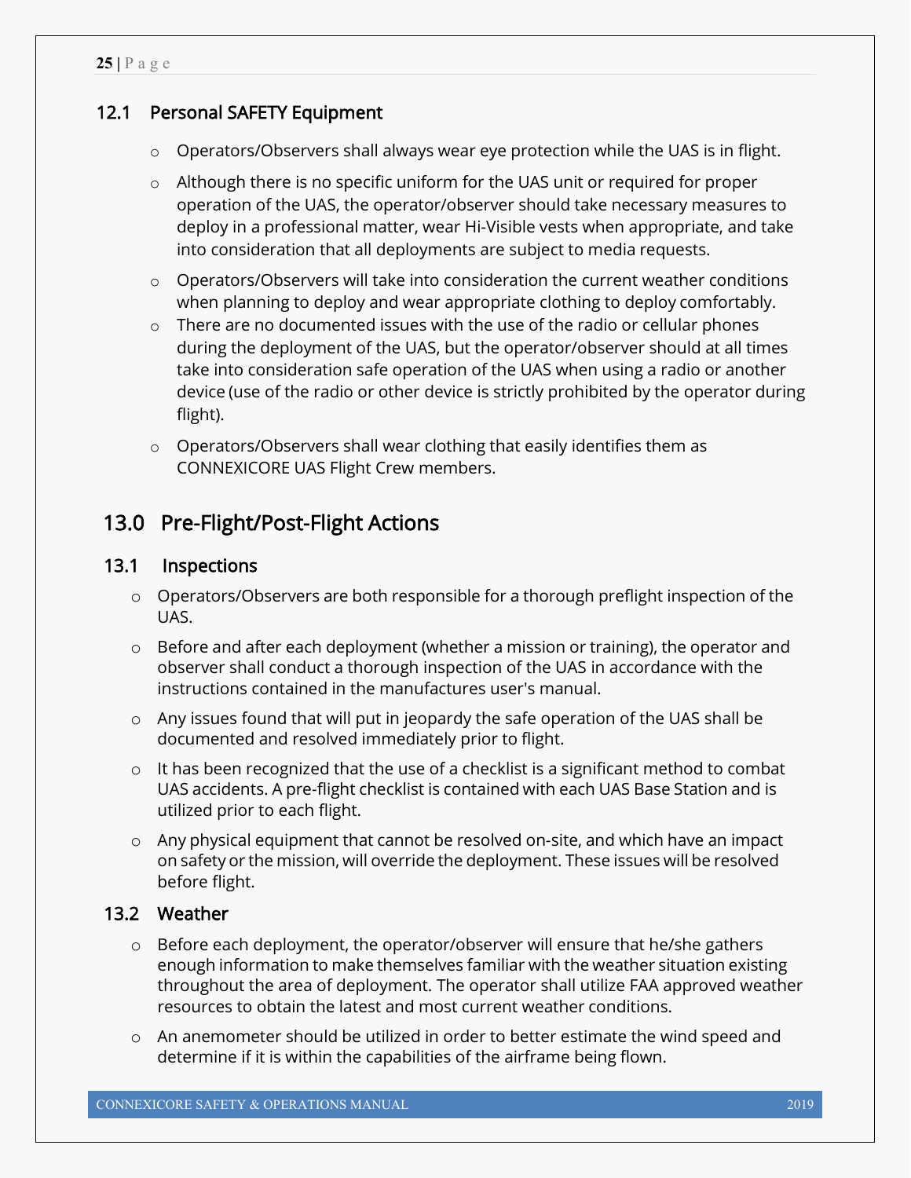### 12.1 Personal SAFETY Equipment

- Operators/Observers shall always wear eye protection while the UAS is in flight.
- Although there is no specific uniform for the UAS unit or required for proper operation of the UAS, the operator/observer should take necessary measures to deploy in a professional matter, wear Hi-Visible vests when appropriate, and take into consideration that all deployments are subject to media requests.
- Operators/Observers will take into consideration the current weather conditions when planning to deploy and wear appropriate clothing to deploy comfortably.
- There are no documented issues with the use of the radio or cellular phones during the deployment of the UAS, but the operator/observer should at all times take into consideration safe operation of the UAS when using a radio or another device (use of the radio or other device is strictly prohibited by the operator during flight).
- Operators/Observers shall wear clothing that easily identifies them as CONNEXICORE UAS Flight Crew members.

## 13.0 Pre-Flight/Post-Flight Actions

### 13.1 Inspections

- Operators/Observers are both responsible for a thorough preflight inspection of the UAS.
- Before and after each deployment (whether a mission or training), the operator and observer shall conduct a thorough inspection of the UAS in accordance with the instructions contained in the manufactures user's manual.
- Any issues found that will put in jeopardy the safe operation of the UAS shall be documented and resolved immediately prior to flight.
- It has been recognized that the use of a checklist is a significant method to combat UAS accidents. A pre-flight checklist is contained with each UAS Base Station and is utilized prior to each flight.
- Any physical equipment that cannot be resolved on-site, and which have an impact on safety or the mission, will override the deployment. These issues will be resolved before flight.

### 13.2 Weather

- Before each deployment, the operator/observer will ensure that he/she gathers enough information to make themselves familiar with the weather situation existing throughout the area of deployment. The operator shall utilize FAA approved weather resources to obtain the latest and most current weather conditions.
- An anemometer should be utilized in order to better estimate the wind speed and determine if it is within the capabilities of the airframe being flown.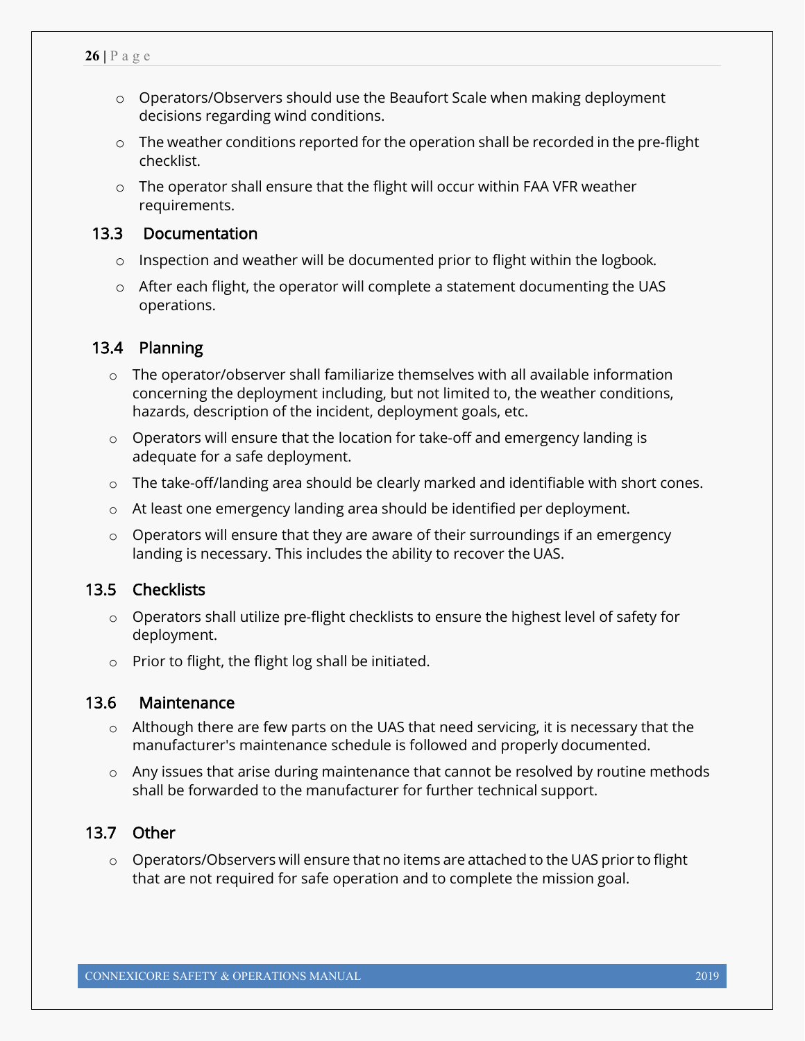- Operators/Observers should use the Beaufort Scale when making deployment decisions regarding wind conditions.
- The weather conditions reported for the operation shall be recorded in the pre-flight checklist.
- The operator shall ensure that the flight will occur within FAA VFR weather requirements.

## 13.3 Documentation

- Inspection and weather will be documented prior to flight within the logbook.
- After each flight, the operator will complete a statement documenting the UAS operations.

## 13.4 Planning

- The operator/observer shall familiarize themselves with all available information concerning the deployment including, but not limited to, the weather conditions, hazards, description of the incident, deployment goals, etc.
- Operators will ensure that the location for take-off and emergency landing is adequate for a safe deployment.
- The take-off/landing area should be clearly marked and identifiable with short cones.
- At least one emergency landing area should be identified per deployment.
- Operators will ensure that they are aware of their surroundings if an emergency landing is necessary. This includes the ability to recover the UAS.

## 13.5 Checklists

- Operators shall utilize pre-flight checklists to ensure the highest level of safety for deployment.
- Prior to flight, the flight log shall be initiated.

## 13.6 Maintenance

- Although there are few parts on the UAS that need servicing, it is necessary that the manufacturer's maintenance schedule is followed and properly documented.
- Any issues that arise during maintenance that cannot be resolved by routine methods shall be forwarded to the manufacturer for further technical support.

## 13.7 Other

- Operators/Observers will ensure that no items are attached to the UAS prior to flight that are not required for safe operation and to complete the mission goal.